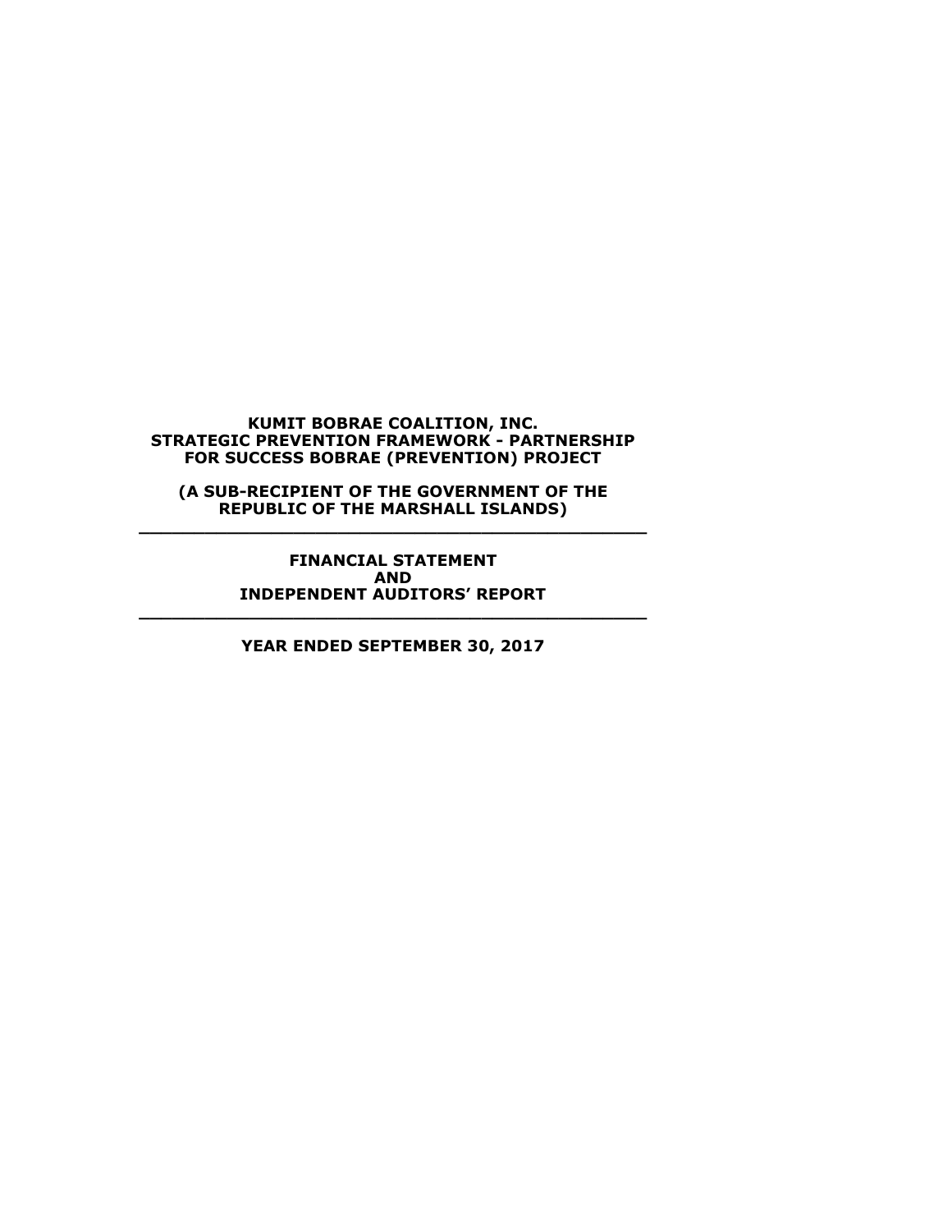# KUMIT BOBRAE COALITION, INC.
# STRATEGIC PREVENTION FRAMEWORK - PARTNERSHIP FOR SUCCESS BOBRAE (PREVENTION) PROJECT

**(A SUB-RECIPIENT OF THE GOVERNMENT OF THE REPUBLIC OF THE MARSHALL ISLANDS)**

---

**FINANCIAL STATEMENT**
**AND**
**INDEPENDENT AUDITORS' REPORT**

---

**YEAR ENDED SEPTEMBER 30, 2017**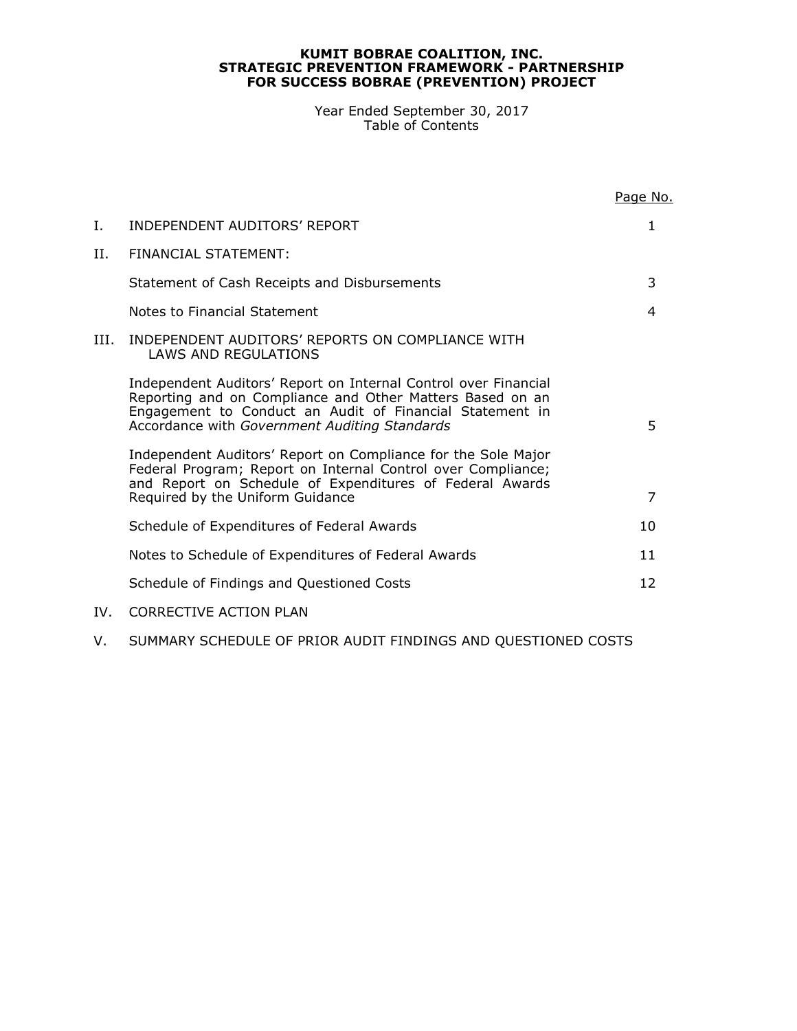# KUMIT BOBRAE COALITION, INC.
## STRATEGIC PREVENTION FRAMEWORK - PARTNERSHIP FOR SUCCESS BOBRAE (PREVENTION) PROJECT

Year Ended September 30, 2017
Table of Contents

| | | Page No. |
|---|---|---|
| I. | INDEPENDENT AUDITORS' REPORT | 1 |
| II. | FINANCIAL STATEMENT: | |
| | Statement of Cash Receipts and Disbursements | 3 |
| | Notes to Financial Statement | 4 |
| III. | INDEPENDENT AUDITORS' REPORTS ON COMPLIANCE WITH LAWS AND REGULATIONS | |
| | Independent Auditors' Report on Internal Control over Financial Reporting and on Compliance and Other Matters Based on an Engagement to Conduct an Audit of Financial Statement in Accordance with *Government Auditing Standards* | 5 |
| | Independent Auditors' Report on Compliance for the Sole Major Federal Program; Report on Internal Control over Compliance; and Report on Schedule of Expenditures of Federal Awards Required by the Uniform Guidance | 7 |
| | Schedule of Expenditures of Federal Awards | 10 |
| | Notes to Schedule of Expenditures of Federal Awards | 11 |
| | Schedule of Findings and Questioned Costs | 12 |
| IV. | CORRECTIVE ACTION PLAN | |
| V. | SUMMARY SCHEDULE OF PRIOR AUDIT FINDINGS AND QUESTIONED COSTS | |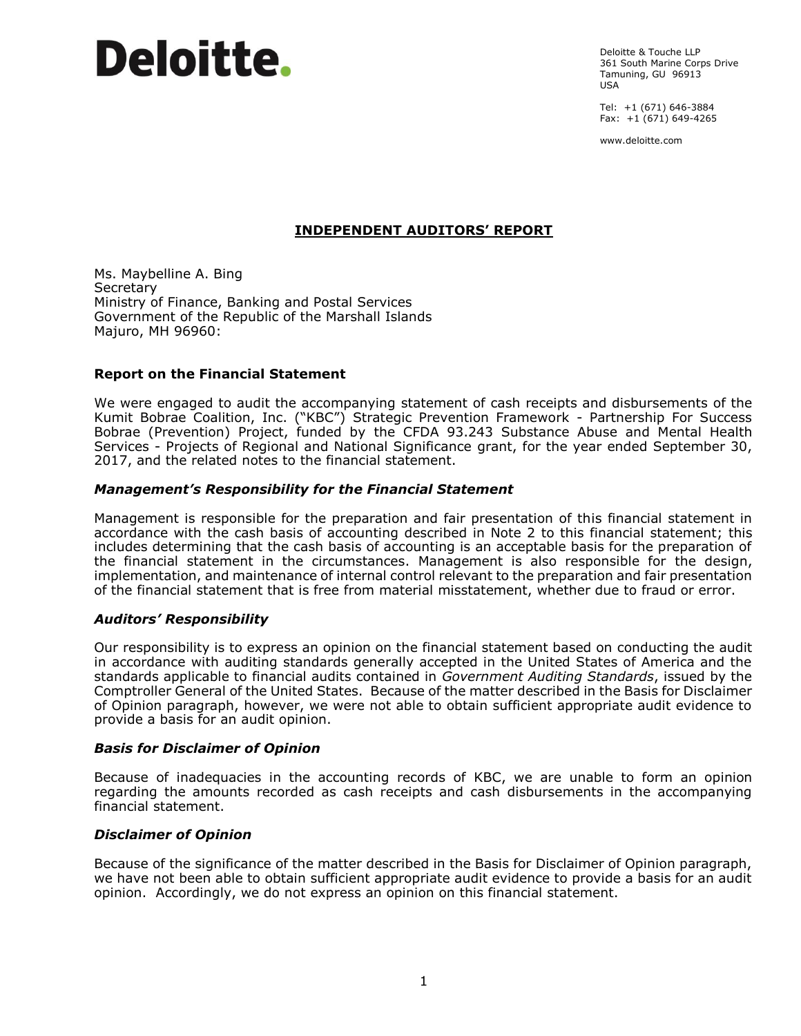Deloitte.

Deloitte & Touche LLP
361 South Marine Corps Drive
Tamuning, GU 96913
USA

Tel: +1 (671) 646-3884
Fax: +1 (671) 649-4265

www.deloitte.com

# INDEPENDENT AUDITORS' REPORT

Ms. Maybelline A. Bing
Secretary
Ministry of Finance, Banking and Postal Services
Government of the Republic of the Marshall Islands
Majuro, MH 96960:

## Report on the Financial Statement

We were engaged to audit the accompanying statement of cash receipts and disbursements of the Kumit Bobrae Coalition, Inc. ("KBC") Strategic Prevention Framework - Partnership For Success Bobrae (Prevention) Project, funded by the CFDA 93.243 Substance Abuse and Mental Health Services - Projects of Regional and National Significance grant, for the year ended September 30, 2017, and the related notes to the financial statement.

### *Management's Responsibility for the Financial Statement*

Management is responsible for the preparation and fair presentation of this financial statement in accordance with the cash basis of accounting described in Note 2 to this financial statement; this includes determining that the cash basis of accounting is an acceptable basis for the preparation of the financial statement in the circumstances. Management is also responsible for the design, implementation, and maintenance of internal control relevant to the preparation and fair presentation of the financial statement that is free from material misstatement, whether due to fraud or error.

### *Auditors' Responsibility*

Our responsibility is to express an opinion on the financial statement based on conducting the audit in accordance with auditing standards generally accepted in the United States of America and the standards applicable to financial audits contained in *Government Auditing Standards*, issued by the Comptroller General of the United States. Because of the matter described in the Basis for Disclaimer of Opinion paragraph, however, we were not able to obtain sufficient appropriate audit evidence to provide a basis for an audit opinion.

### *Basis for Disclaimer of Opinion*

Because of inadequacies in the accounting records of KBC, we are unable to form an opinion regarding the amounts recorded as cash receipts and cash disbursements in the accompanying financial statement.

### *Disclaimer of Opinion*

Because of the significance of the matter described in the Basis for Disclaimer of Opinion paragraph, we have not been able to obtain sufficient appropriate audit evidence to provide a basis for an audit opinion. Accordingly, we do not express an opinion on this financial statement.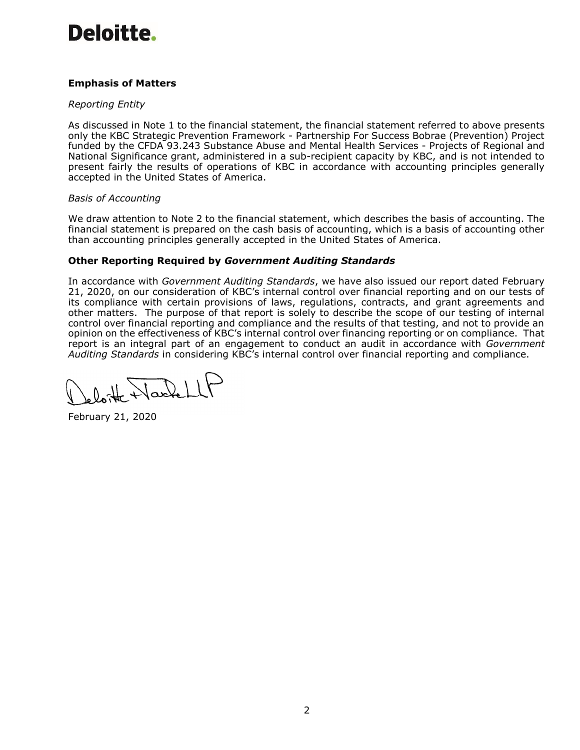# Deloitte.

## Emphasis of Matters

*Reporting Entity*

As discussed in Note 1 to the financial statement, the financial statement referred to above presents only the KBC Strategic Prevention Framework - Partnership For Success Bobrae (Prevention) Project funded by the CFDA 93.243 Substance Abuse and Mental Health Services - Projects of Regional and National Significance grant, administered in a sub-recipient capacity by KBC, and is not intended to present fairly the results of operations of KBC in accordance with accounting principles generally accepted in the United States of America.

*Basis of Accounting*

We draw attention to Note 2 to the financial statement, which describes the basis of accounting. The financial statement is prepared on the cash basis of accounting, which is a basis of accounting other than accounting principles generally accepted in the United States of America.

## Other Reporting Required by *Government Auditing Standards*

In accordance with *Government Auditing Standards*, we have also issued our report dated February 21, 2020, on our consideration of KBC's internal control over financial reporting and on our tests of its compliance with certain provisions of laws, regulations, contracts, and grant agreements and other matters. The purpose of that report is solely to describe the scope of our testing of internal control over financial reporting and compliance and the results of that testing, and not to provide an opinion on the effectiveness of KBC's internal control over financing reporting or on compliance. That report is an integral part of an engagement to conduct an audit in accordance with *Government Auditing Standards* in considering KBC's internal control over financial reporting and compliance.

Deloitte + Touche LLP

February 21, 2020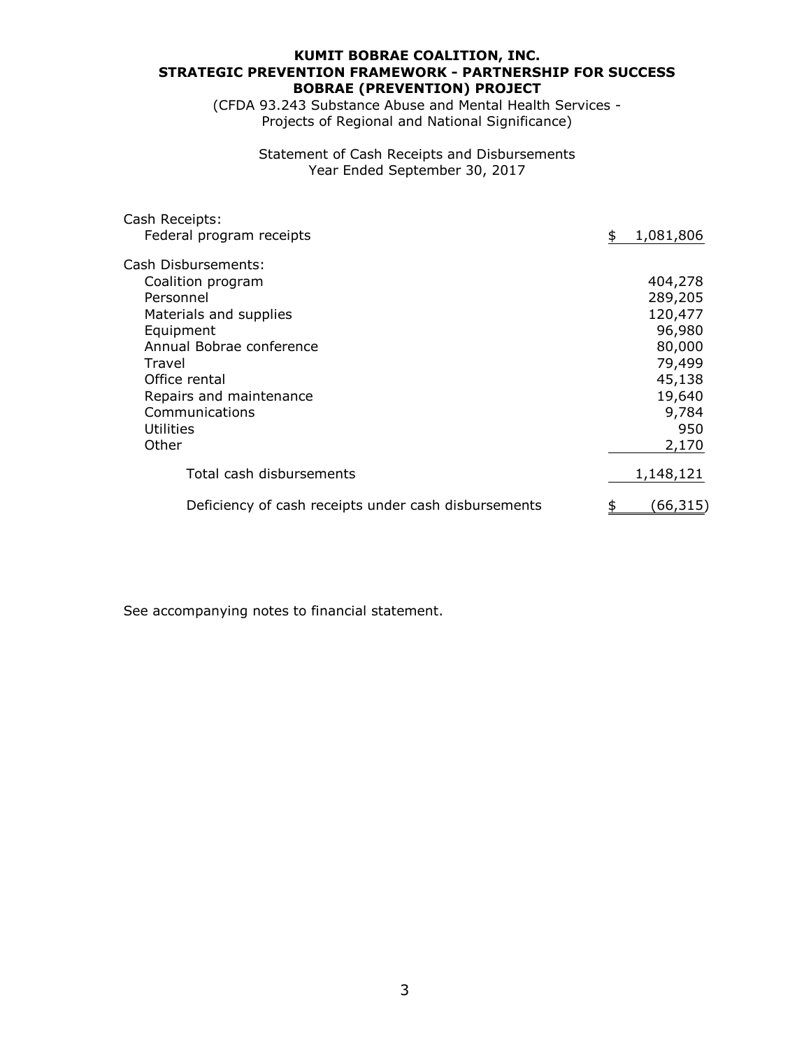**KUMIT BOBRAE COALITION, INC.**
**STRATEGIC PREVENTION FRAMEWORK - PARTNERSHIP FOR SUCCESS**
**BOBRAE (PREVENTION) PROJECT**

(CFDA 93.243 Substance Abuse and Mental Health Services - Projects of Regional and National Significance)

Statement of Cash Receipts and Disbursements
Year Ended September 30, 2017

| | |
|---|---|
| Cash Receipts: | |
| Federal program receipts | $ 1,081,806 |
| Cash Disbursements: | |
| Coalition program | 404,278 |
| Personnel | 289,205 |
| Materials and supplies | 120,477 |
| Equipment | 96,980 |
| Annual Bobrae conference | 80,000 |
| Travel | 79,499 |
| Office rental | 45,138 |
| Repairs and maintenance | 19,640 |
| Communications | 9,784 |
| Utilities | 950 |
| Other | 2,170 |
| Total cash disbursements | 1,148,121 |
| Deficiency of cash receipts under cash disbursements | $ (66,315) |

See accompanying notes to financial statement.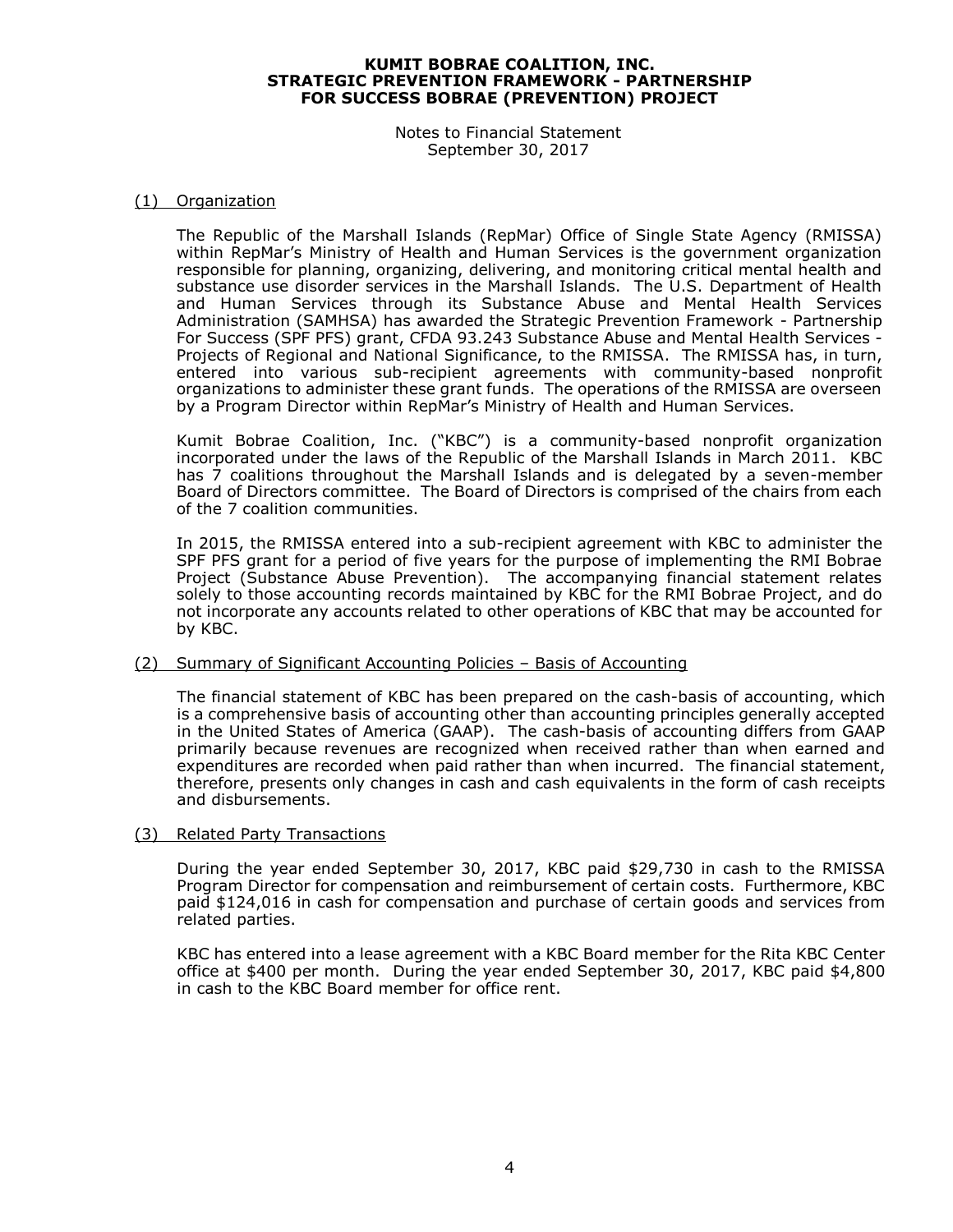# KUMIT BOBRAE COALITION, INC.
# STRATEGIC PREVENTION FRAMEWORK - PARTNERSHIP FOR SUCCESS BOBRAE (PREVENTION) PROJECT

Notes to Financial Statement
September 30, 2017

## (1) Organization

The Republic of the Marshall Islands (RepMar) Office of Single State Agency (RMISSA) within RepMar's Ministry of Health and Human Services is the government organization responsible for planning, organizing, delivering, and monitoring critical mental health and substance use disorder services in the Marshall Islands. The U.S. Department of Health and Human Services through its Substance Abuse and Mental Health Services Administration (SAMHSA) has awarded the Strategic Prevention Framework - Partnership For Success (SPF PFS) grant, CFDA 93.243 Substance Abuse and Mental Health Services - Projects of Regional and National Significance, to the RMISSA. The RMISSA has, in turn, entered into various sub-recipient agreements with community-based nonprofit organizations to administer these grant funds. The operations of the RMISSA are overseen by a Program Director within RepMar's Ministry of Health and Human Services.

Kumit Bobrae Coalition, Inc. ("KBC") is a community-based nonprofit organization incorporated under the laws of the Republic of the Marshall Islands in March 2011. KBC has 7 coalitions throughout the Marshall Islands and is delegated by a seven-member Board of Directors committee. The Board of Directors is comprised of the chairs from each of the 7 coalition communities.

In 2015, the RMISSA entered into a sub-recipient agreement with KBC to administer the SPF PFS grant for a period of five years for the purpose of implementing the RMI Bobrae Project (Substance Abuse Prevention). The accompanying financial statement relates solely to those accounting records maintained by KBC for the RMI Bobrae Project, and do not incorporate any accounts related to other operations of KBC that may be accounted for by KBC.

## (2) Summary of Significant Accounting Policies – Basis of Accounting

The financial statement of KBC has been prepared on the cash-basis of accounting, which is a comprehensive basis of accounting other than accounting principles generally accepted in the United States of America (GAAP). The cash-basis of accounting differs from GAAP primarily because revenues are recognized when received rather than when earned and expenditures are recorded when paid rather than when incurred. The financial statement, therefore, presents only changes in cash and cash equivalents in the form of cash receipts and disbursements.

## (3) Related Party Transactions

During the year ended September 30, 2017, KBC paid $29,730 in cash to the RMISSA Program Director for compensation and reimbursement of certain costs. Furthermore, KBC paid $124,016 in cash for compensation and purchase of certain goods and services from related parties.

KBC has entered into a lease agreement with a KBC Board member for the Rita KBC Center office at $400 per month. During the year ended September 30, 2017, KBC paid $4,800 in cash to the KBC Board member for office rent.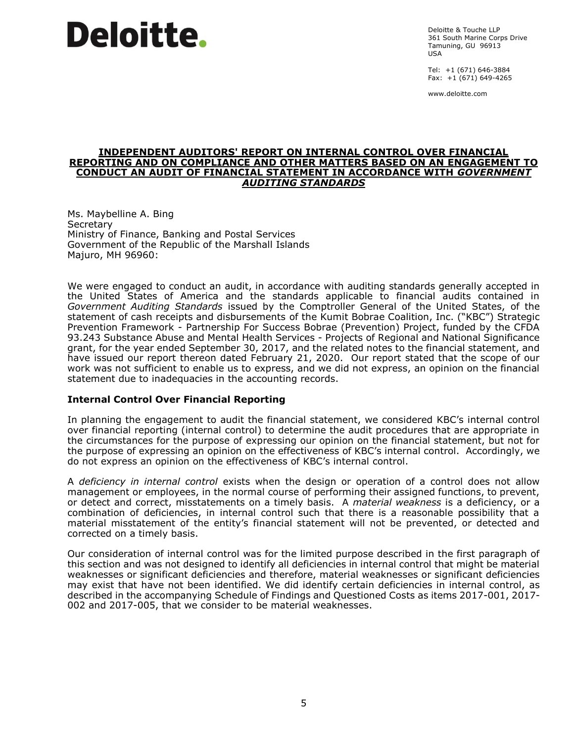**Deloitte.**

Deloitte & Touche LLP
361 South Marine Corps Drive
Tamuning, GU 96913
USA

Tel: +1 (671) 646-3884
Fax: +1 (671) 649-4265

www.deloitte.com

## INDEPENDENT AUDITORS' REPORT ON INTERNAL CONTROL OVER FINANCIAL REPORTING AND ON COMPLIANCE AND OTHER MATTERS BASED ON AN ENGAGEMENT TO CONDUCT AN AUDIT OF FINANCIAL STATEMENT IN ACCORDANCE WITH *GOVERNMENT AUDITING STANDARDS*

Ms. Maybelline A. Bing
Secretary
Ministry of Finance, Banking and Postal Services
Government of the Republic of the Marshall Islands
Majuro, MH 96960:

We were engaged to conduct an audit, in accordance with auditing standards generally accepted in the United States of America and the standards applicable to financial audits contained in *Government Auditing Standards* issued by the Comptroller General of the United States, of the statement of cash receipts and disbursements of the Kumit Bobrae Coalition, Inc. ("KBC") Strategic Prevention Framework - Partnership For Success Bobrae (Prevention) Project, funded by the CFDA 93.243 Substance Abuse and Mental Health Services - Projects of Regional and National Significance grant, for the year ended September 30, 2017, and the related notes to the financial statement, and have issued our report thereon dated February 21, 2020. Our report stated that the scope of our work was not sufficient to enable us to express, and we did not express, an opinion on the financial statement due to inadequacies in the accounting records.

### Internal Control Over Financial Reporting

In planning the engagement to audit the financial statement, we considered KBC's internal control over financial reporting (internal control) to determine the audit procedures that are appropriate in the circumstances for the purpose of expressing our opinion on the financial statement, but not for the purpose of expressing an opinion on the effectiveness of KBC's internal control. Accordingly, we do not express an opinion on the effectiveness of KBC's internal control.

A *deficiency in internal control* exists when the design or operation of a control does not allow management or employees, in the normal course of performing their assigned functions, to prevent, or detect and correct, misstatements on a timely basis. A *material weakness* is a deficiency, or a combination of deficiencies, in internal control such that there is a reasonable possibility that a material misstatement of the entity's financial statement will not be prevented, or detected and corrected on a timely basis.

Our consideration of internal control was for the limited purpose described in the first paragraph of this section and was not designed to identify all deficiencies in internal control that might be material weaknesses or significant deficiencies and therefore, material weaknesses or significant deficiencies may exist that have not been identified. We did identify certain deficiencies in internal control, as described in the accompanying Schedule of Findings and Questioned Costs as items 2017-001, 2017-002 and 2017-005, that we consider to be material weaknesses.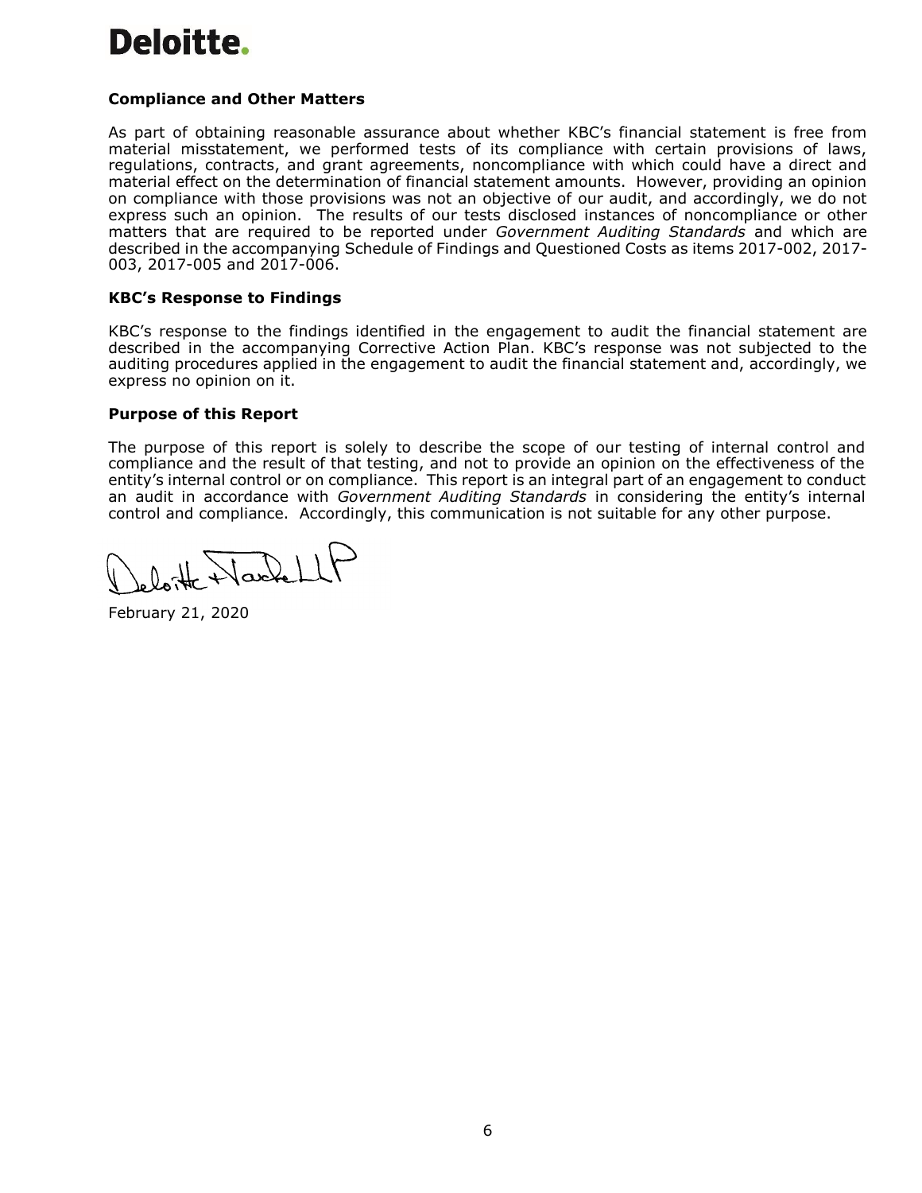### Compliance and Other Matters

As part of obtaining reasonable assurance about whether KBC's financial statement is free from material misstatement, we performed tests of its compliance with certain provisions of laws, regulations, contracts, and grant agreements, noncompliance with which could have a direct and material effect on the determination of financial statement amounts. However, providing an opinion on compliance with those provisions was not an objective of our audit, and accordingly, we do not express such an opinion. The results of our tests disclosed instances of noncompliance or other matters that are required to be reported under *Government Auditing Standards* and which are described in the accompanying Schedule of Findings and Questioned Costs as items 2017-002, 2017-003, 2017-005 and 2017-006.

### KBC's Response to Findings

KBC's response to the findings identified in the engagement to audit the financial statement are described in the accompanying Corrective Action Plan. KBC's response was not subjected to the auditing procedures applied in the engagement to audit the financial statement and, accordingly, we express no opinion on it.

### Purpose of this Report

The purpose of this report is solely to describe the scope of our testing of internal control and compliance and the result of that testing, and not to provide an opinion on the effectiveness of the entity's internal control or on compliance. This report is an integral part of an engagement to conduct an audit in accordance with *Government Auditing Standards* in considering the entity's internal control and compliance. Accordingly, this communication is not suitable for any other purpose.

Deloitte & Touche LLP

February 21, 2020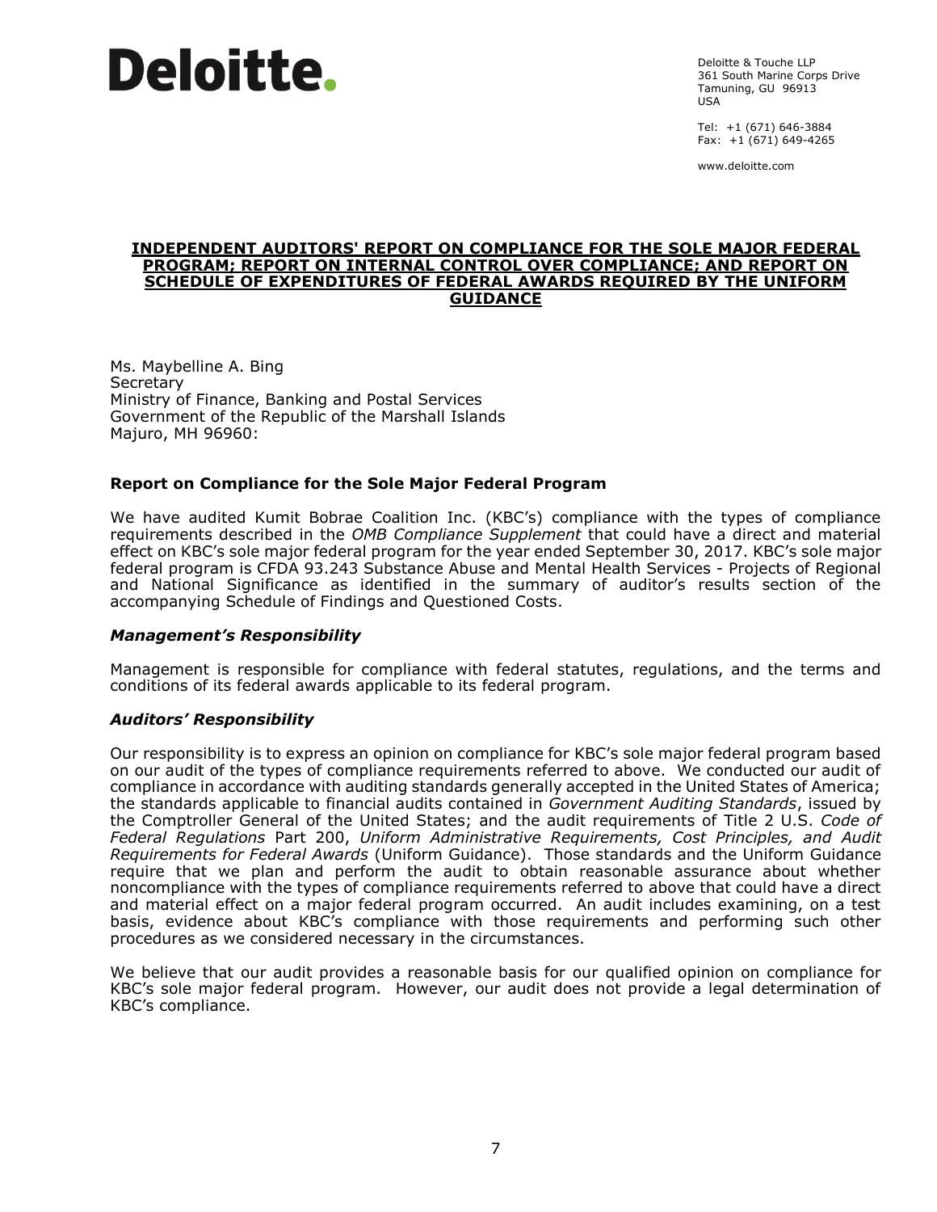Deloitte.

Deloitte & Touche LLP
361 South Marine Corps Drive
Tamuning, GU 96913
USA

Tel: +1 (671) 646-3884
Fax: +1 (671) 649-4265

www.deloitte.com

# INDEPENDENT AUDITORS' REPORT ON COMPLIANCE FOR THE SOLE MAJOR FEDERAL PROGRAM; REPORT ON INTERNAL CONTROL OVER COMPLIANCE; AND REPORT ON SCHEDULE OF EXPENDITURES OF FEDERAL AWARDS REQUIRED BY THE UNIFORM GUIDANCE

Ms. Maybelline A. Bing
Secretary
Ministry of Finance, Banking and Postal Services
Government of the Republic of the Marshall Islands
Majuro, MH 96960:

## Report on Compliance for the Sole Major Federal Program

We have audited Kumit Bobrae Coalition Inc. (KBC's) compliance with the types of compliance requirements described in the *OMB Compliance Supplement* that could have a direct and material effect on KBC's sole major federal program for the year ended September 30, 2017. KBC's sole major federal program is CFDA 93.243 Substance Abuse and Mental Health Services - Projects of Regional and National Significance as identified in the summary of auditor's results section of the accompanying Schedule of Findings and Questioned Costs.

### *Management's Responsibility*

Management is responsible for compliance with federal statutes, regulations, and the terms and conditions of its federal awards applicable to its federal program.

### *Auditors' Responsibility*

Our responsibility is to express an opinion on compliance for KBC's sole major federal program based on our audit of the types of compliance requirements referred to above. We conducted our audit of compliance in accordance with auditing standards generally accepted in the United States of America; the standards applicable to financial audits contained in *Government Auditing Standards*, issued by the Comptroller General of the United States; and the audit requirements of Title 2 U.S. *Code of Federal Regulations* Part 200, *Uniform Administrative Requirements, Cost Principles, and Audit Requirements for Federal Awards* (Uniform Guidance). Those standards and the Uniform Guidance require that we plan and perform the audit to obtain reasonable assurance about whether noncompliance with the types of compliance requirements referred to above that could have a direct and material effect on a major federal program occurred. An audit includes examining, on a test basis, evidence about KBC's compliance with those requirements and performing such other procedures as we considered necessary in the circumstances.

We believe that our audit provides a reasonable basis for our qualified opinion on compliance for KBC's sole major federal program. However, our audit does not provide a legal determination of KBC's compliance.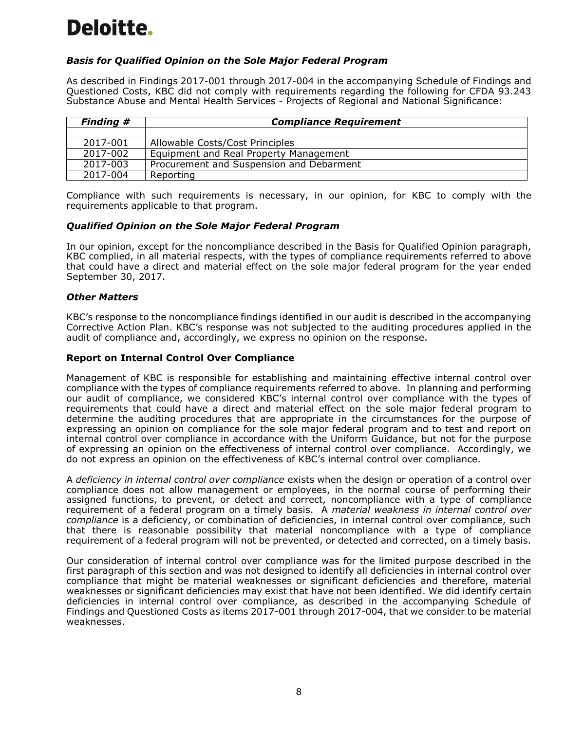Deloitte.

### *Basis for Qualified Opinion on the Sole Major Federal Program*

As described in Findings 2017-001 through 2017-004 in the accompanying Schedule of Findings and Questioned Costs, KBC did not comply with requirements regarding the following for CFDA 93.243 Substance Abuse and Mental Health Services - Projects of Regional and National Significance:

| *Finding #* | *Compliance Requirement* |
|---|---|
| | |
| 2017-001 | Allowable Costs/Cost Principles |
| 2017-002 | Equipment and Real Property Management |
| 2017-003 | Procurement and Suspension and Debarment |
| 2017-004 | Reporting |

Compliance with such requirements is necessary, in our opinion, for KBC to comply with the requirements applicable to that program.

### *Qualified Opinion on the Sole Major Federal Program*

In our opinion, except for the noncompliance described in the Basis for Qualified Opinion paragraph, KBC complied, in all material respects, with the types of compliance requirements referred to above that could have a direct and material effect on the sole major federal program for the year ended September 30, 2017.

### *Other Matters*

KBC's response to the noncompliance findings identified in our audit is described in the accompanying Corrective Action Plan. KBC's response was not subjected to the auditing procedures applied in the audit of compliance and, accordingly, we express no opinion on the response.

## Report on Internal Control Over Compliance

Management of KBC is responsible for establishing and maintaining effective internal control over compliance with the types of compliance requirements referred to above. In planning and performing our audit of compliance, we considered KBC's internal control over compliance with the types of requirements that could have a direct and material effect on the sole major federal program to determine the auditing procedures that are appropriate in the circumstances for the purpose of expressing an opinion on compliance for the sole major federal program and to test and report on internal control over compliance in accordance with the Uniform Guidance, but not for the purpose of expressing an opinion on the effectiveness of internal control over compliance. Accordingly, we do not express an opinion on the effectiveness of KBC's internal control over compliance.

A *deficiency in internal control over compliance* exists when the design or operation of a control over compliance does not allow management or employees, in the normal course of performing their assigned functions, to prevent, or detect and correct, noncompliance with a type of compliance requirement of a federal program on a timely basis. A *material weakness in internal control over compliance* is a deficiency, or combination of deficiencies, in internal control over compliance, such that there is reasonable possibility that material noncompliance with a type of compliance requirement of a federal program will not be prevented, or detected and corrected, on a timely basis.

Our consideration of internal control over compliance was for the limited purpose described in the first paragraph of this section and was not designed to identify all deficiencies in internal control over compliance that might be material weaknesses or significant deficiencies and therefore, material weaknesses or significant deficiencies may exist that have not been identified. We did identify certain deficiencies in internal control over compliance, as described in the accompanying Schedule of Findings and Questioned Costs as items 2017-001 through 2017-004, that we consider to be material weaknesses.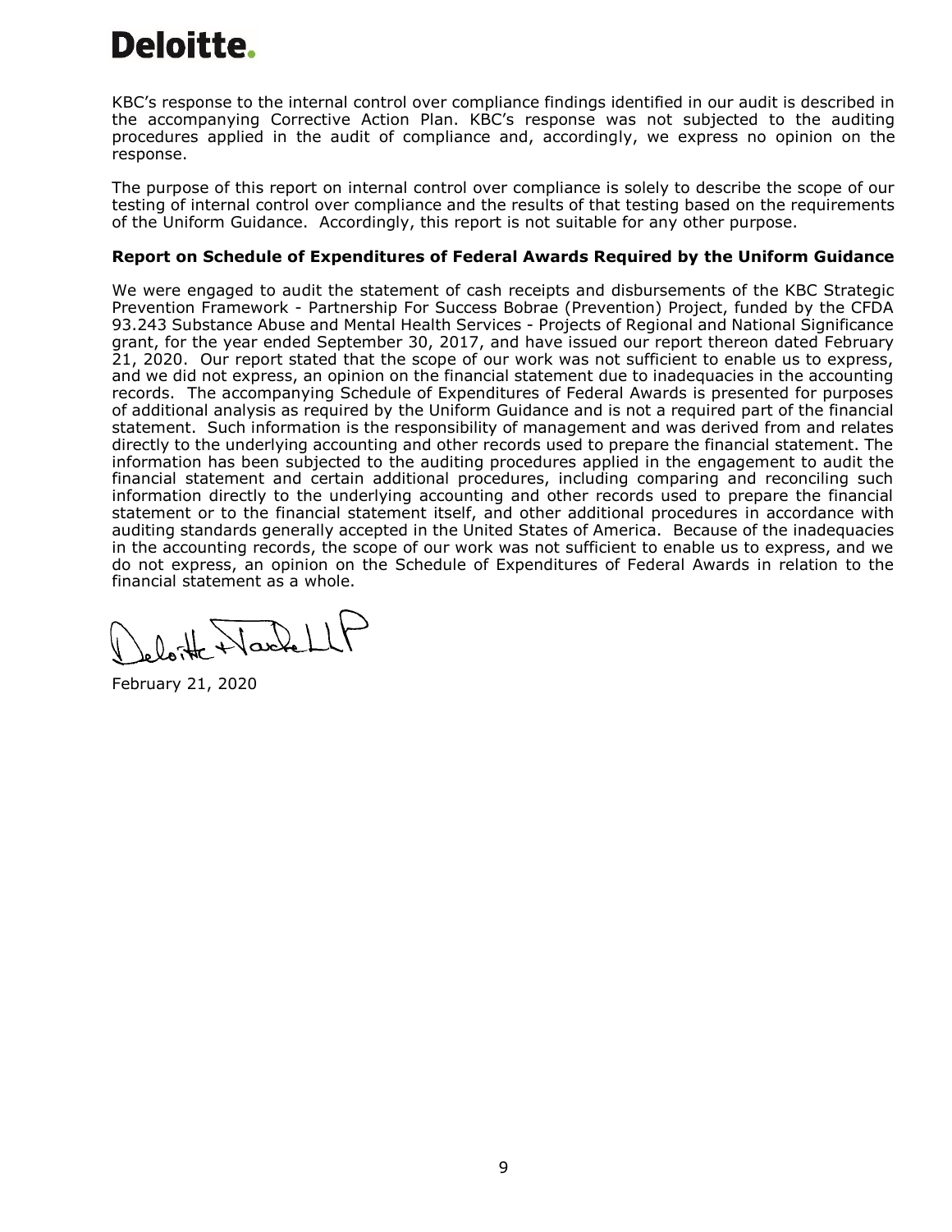KBC's response to the internal control over compliance findings identified in our audit is described in the accompanying Corrective Action Plan. KBC's response was not subjected to the auditing procedures applied in the audit of compliance and, accordingly, we express no opinion on the response.

The purpose of this report on internal control over compliance is solely to describe the scope of our testing of internal control over compliance and the results of that testing based on the requirements of the Uniform Guidance. Accordingly, this report is not suitable for any other purpose.

**Report on Schedule of Expenditures of Federal Awards Required by the Uniform Guidance**

We were engaged to audit the statement of cash receipts and disbursements of the KBC Strategic Prevention Framework - Partnership For Success Bobrae (Prevention) Project, funded by the CFDA 93.243 Substance Abuse and Mental Health Services - Projects of Regional and National Significance grant, for the year ended September 30, 2017, and have issued our report thereon dated February 21, 2020. Our report stated that the scope of our work was not sufficient to enable us to express, and we did not express, an opinion on the financial statement due to inadequacies in the accounting records. The accompanying Schedule of Expenditures of Federal Awards is presented for purposes of additional analysis as required by the Uniform Guidance and is not a required part of the financial statement. Such information is the responsibility of management and was derived from and relates directly to the underlying accounting and other records used to prepare the financial statement. The information has been subjected to the auditing procedures applied in the engagement to audit the financial statement and certain additional procedures, including comparing and reconciling such information directly to the underlying accounting and other records used to prepare the financial statement or to the financial statement itself, and other additional procedures in accordance with auditing standards generally accepted in the United States of America. Because of the inadequacies in the accounting records, the scope of our work was not sufficient to enable us to express, and we do not express, an opinion on the Schedule of Expenditures of Federal Awards in relation to the financial statement as a whole.

Deloitte & Touche LLP

February 21, 2020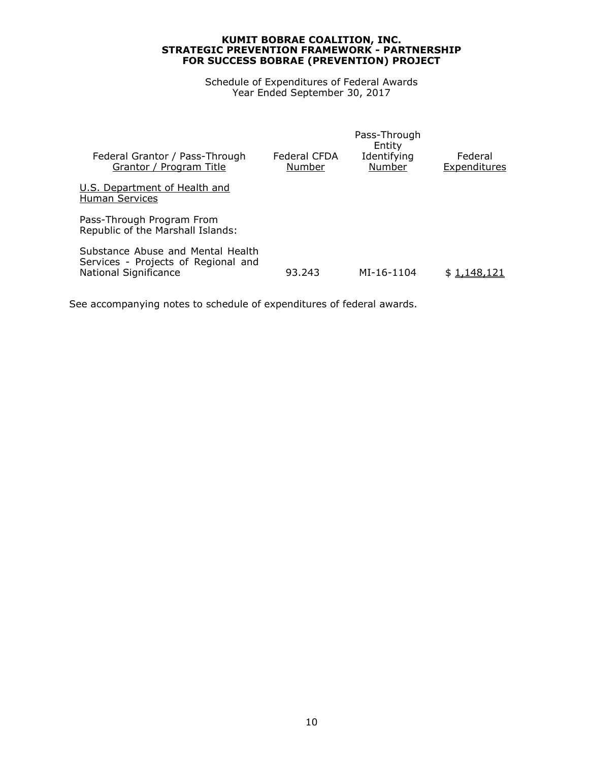**KUMIT BOBRAE COALITION, INC.**
**STRATEGIC PREVENTION FRAMEWORK - PARTNERSHIP**
**FOR SUCCESS BOBRAE (PREVENTION) PROJECT**

Schedule of Expenditures of Federal Awards
Year Ended September 30, 2017

| Federal Grantor / Pass-Through Grantor / Program Title | Federal CFDA Number | Pass-Through Entity Identifying Number | Federal Expenditures |
|---|---|---|---|
| U.S. Department of Health and Human Services | | | |
| Pass-Through Program From Republic of the Marshall Islands: | | | |
| Substance Abuse and Mental Health Services - Projects of Regional and National Significance | 93.243 | MI-16-1104 | $ 1,148,121 |

See accompanying notes to schedule of expenditures of federal awards.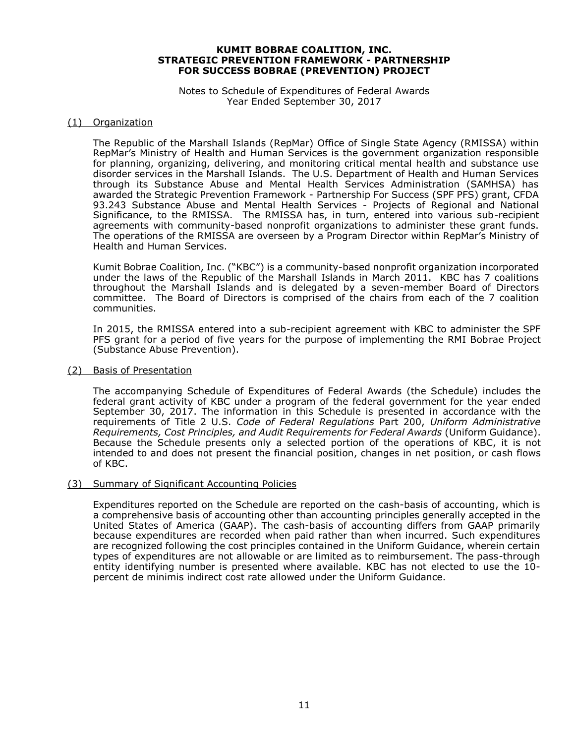**KUMIT BOBRAE COALITION, INC.**
**STRATEGIC PREVENTION FRAMEWORK - PARTNERSHIP FOR SUCCESS BOBRAE (PREVENTION) PROJECT**

Notes to Schedule of Expenditures of Federal Awards
Year Ended September 30, 2017

(1) Organization

The Republic of the Marshall Islands (RepMar) Office of Single State Agency (RMISSA) within RepMar's Ministry of Health and Human Services is the government organization responsible for planning, organizing, delivering, and monitoring critical mental health and substance use disorder services in the Marshall Islands. The U.S. Department of Health and Human Services through its Substance Abuse and Mental Health Services Administration (SAMHSA) has awarded the Strategic Prevention Framework - Partnership For Success (SPF PFS) grant, CFDA 93.243 Substance Abuse and Mental Health Services - Projects of Regional and National Significance, to the RMISSA. The RMISSA has, in turn, entered into various sub-recipient agreements with community-based nonprofit organizations to administer these grant funds. The operations of the RMISSA are overseen by a Program Director within RepMar's Ministry of Health and Human Services.

Kumit Bobrae Coalition, Inc. ("KBC") is a community-based nonprofit organization incorporated under the laws of the Republic of the Marshall Islands in March 2011. KBC has 7 coalitions throughout the Marshall Islands and is delegated by a seven-member Board of Directors committee. The Board of Directors is comprised of the chairs from each of the 7 coalition communities.

In 2015, the RMISSA entered into a sub-recipient agreement with KBC to administer the SPF PFS grant for a period of five years for the purpose of implementing the RMI Bobrae Project (Substance Abuse Prevention).

(2) Basis of Presentation

The accompanying Schedule of Expenditures of Federal Awards (the Schedule) includes the federal grant activity of KBC under a program of the federal government for the year ended September 30, 2017. The information in this Schedule is presented in accordance with the requirements of Title 2 U.S. *Code of Federal Regulations* Part 200, *Uniform Administrative Requirements, Cost Principles, and Audit Requirements for Federal Awards* (Uniform Guidance). Because the Schedule presents only a selected portion of the operations of KBC, it is not intended to and does not present the financial position, changes in net position, or cash flows of KBC.

(3) Summary of Significant Accounting Policies

Expenditures reported on the Schedule are reported on the cash-basis of accounting, which is a comprehensive basis of accounting other than accounting principles generally accepted in the United States of America (GAAP). The cash-basis of accounting differs from GAAP primarily because expenditures are recorded when paid rather than when incurred. Such expenditures are recognized following the cost principles contained in the Uniform Guidance, wherein certain types of expenditures are not allowable or are limited as to reimbursement. The pass-through entity identifying number is presented where available. KBC has not elected to use the 10-percent de minimis indirect cost rate allowed under the Uniform Guidance.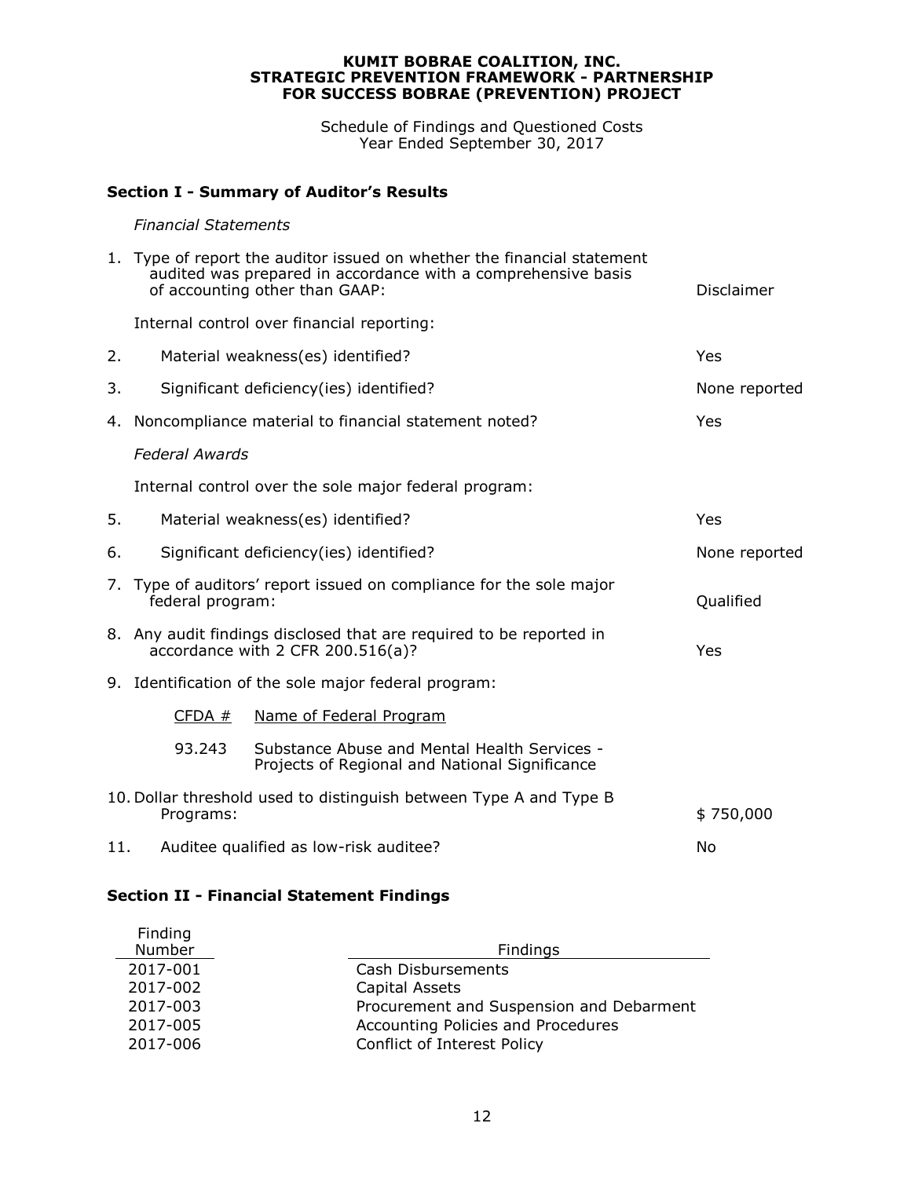# KUMIT BOBRAE COALITION, INC.
# STRATEGIC PREVENTION FRAMEWORK - PARTNERSHIP FOR SUCCESS BOBRAE (PREVENTION) PROJECT

Schedule of Findings and Questioned Costs
Year Ended September 30, 2017

## Section I - Summary of Auditor's Results

*Financial Statements*

| | | |
|---|---|---|
| 1. | Type of report the auditor issued on whether the financial statement audited was prepared in accordance with a comprehensive basis of accounting other than GAAP: | Disclaimer |
| | Internal control over financial reporting: | |
| 2. | Material weakness(es) identified? | Yes |
| 3. | Significant deficiency(ies) identified? | None reported |
| 4. | Noncompliance material to financial statement noted? | Yes |

*Federal Awards*

| | | |
|---|---|---|
| | Internal control over the sole major federal program: | |
| 5. | Material weakness(es) identified? | Yes |
| 6. | Significant deficiency(ies) identified? | None reported |
| 7. | Type of auditors' report issued on compliance for the sole major federal program: | Qualified |
| 8. | Any audit findings disclosed that are required to be reported in accordance with 2 CFR 200.516(a)? | Yes |
| 9. | Identification of the sole major federal program: | |

| CFDA # | Name of Federal Program |
|---|---|
| 93.243 | Substance Abuse and Mental Health Services - Projects of Regional and National Significance |

| | | |
|---|---|---|
| 10. | Dollar threshold used to distinguish between Type A and Type B Programs: | $ 750,000 |
| 11. | Auditee qualified as low-risk auditee? | No |

## Section II - Financial Statement Findings

| Finding Number | Findings |
|---|---|
| 2017-001 | Cash Disbursements |
| 2017-002 | Capital Assets |
| 2017-003 | Procurement and Suspension and Debarment |
| 2017-005 | Accounting Policies and Procedures |
| 2017-006 | Conflict of Interest Policy |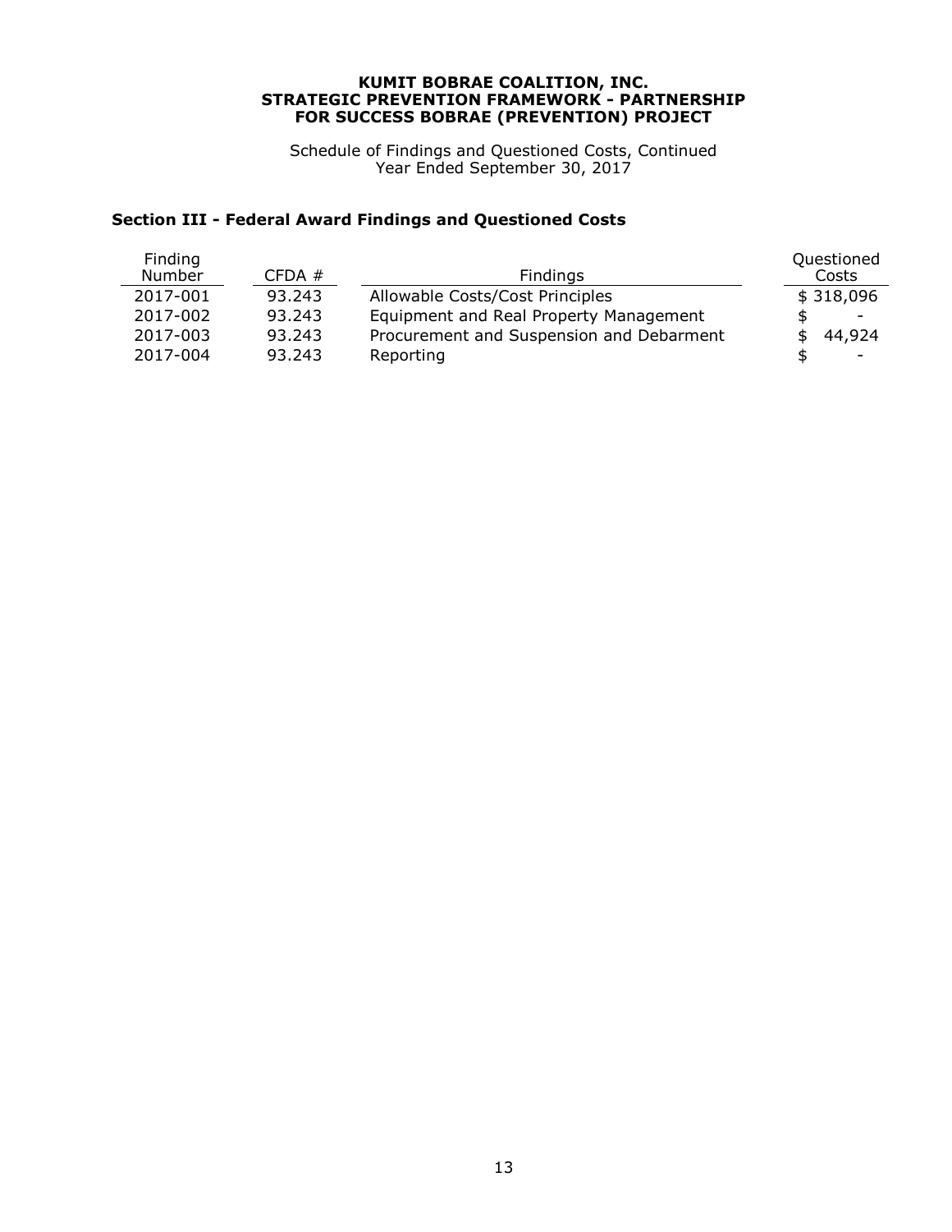**KUMIT BOBRAE COALITION, INC.**
**STRATEGIC PREVENTION FRAMEWORK - PARTNERSHIP FOR SUCCESS BOBRAE (PREVENTION) PROJECT**

Schedule of Findings and Questioned Costs, Continued
Year Ended September 30, 2017

## Section III - Federal Award Findings and Questioned Costs

| Finding Number | CFDA # | Findings | Questioned Costs |
|---|---|---|---|
| 2017-001 | 93.243 | Allowable Costs/Cost Principles | $ 318,096 |
| 2017-002 | 93.243 | Equipment and Real Property Management | $ - |
| 2017-003 | 93.243 | Procurement and Suspension and Debarment | $ 44,924 |
| 2017-004 | 93.243 | Reporting | $ - |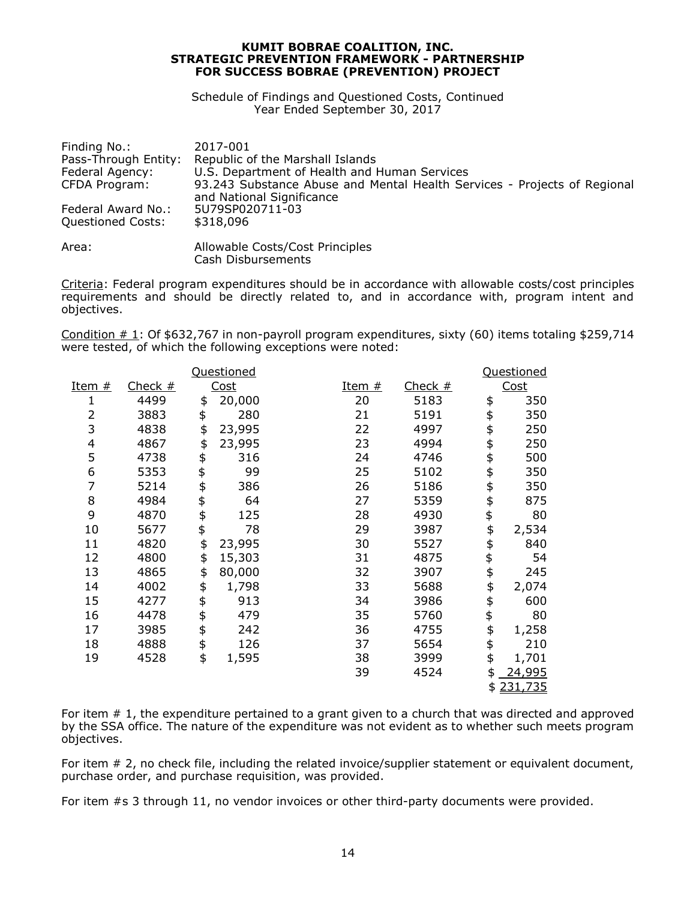**KUMIT BOBRAE COALITION, INC.**
**STRATEGIC PREVENTION FRAMEWORK - PARTNERSHIP FOR SUCCESS BOBRAE (PREVENTION) PROJECT**

Schedule of Findings and Questioned Costs, Continued
Year Ended September 30, 2017

| | |
|---|---|
| Finding No.: | 2017-001 |
| Pass-Through Entity: | Republic of the Marshall Islands |
| Federal Agency: | U.S. Department of Health and Human Services |
| CFDA Program: | 93.243 Substance Abuse and Mental Health Services - Projects of Regional and National Significance |
| Federal Award No.: | 5U79SP020711-03 |
| Questioned Costs: | $318,096 |
| Area: | Allowable Costs/Cost Principles<br>Cash Disbursements |

Criteria: Federal program expenditures should be in accordance with allowable costs/cost principles requirements and should be directly related to, and in accordance with, program intent and objectives.

Condition # 1: Of $632,767 in non-payroll program expenditures, sixty (60) items totaling $259,714 were tested, of which the following exceptions were noted:

| Item # | Check # | Questioned Cost | Item # | Check # | Questioned Cost |
|---|---|---|---|---|---|
| 1 | 4499 | $ 20,000 | 20 | 5183 | $ 350 |
| 2 | 3883 | $ 280 | 21 | 5191 | $ 350 |
| 3 | 4838 | $ 23,995 | 22 | 4997 | $ 250 |
| 4 | 4867 | $ 23,995 | 23 | 4994 | $ 250 |
| 5 | 4738 | $ 316 | 24 | 4746 | $ 500 |
| 6 | 5353 | $ 99 | 25 | 5102 | $ 350 |
| 7 | 5214 | $ 386 | 26 | 5186 | $ 350 |
| 8 | 4984 | $ 64 | 27 | 5359 | $ 875 |
| 9 | 4870 | $ 125 | 28 | 4930 | $ 80 |
| 10 | 5677 | $ 78 | 29 | 3987 | $ 2,534 |
| 11 | 4820 | $ 23,995 | 30 | 5527 | $ 840 |
| 12 | 4800 | $ 15,303 | 31 | 4875 | $ 54 |
| 13 | 4865 | $ 80,000 | 32 | 3907 | $ 245 |
| 14 | 4002 | $ 1,798 | 33 | 5688 | $ 2,074 |
| 15 | 4277 | $ 913 | 34 | 3986 | $ 600 |
| 16 | 4478 | $ 479 | 35 | 5760 | $ 80 |
| 17 | 3985 | $ 242 | 36 | 4755 | $ 1,258 |
| 18 | 4888 | $ 126 | 37 | 5654 | $ 210 |
| 19 | 4528 | $ 1,595 | 38 | 3999 | $ 1,701 |
| | | | 39 | 4524 | $ 24,995 |
| | | | | | $ 231,735 |

For item # 1, the expenditure pertained to a grant given to a church that was directed and approved by the SSA office. The nature of the expenditure was not evident as to whether such meets program objectives.

For item # 2, no check file, including the related invoice/supplier statement or equivalent document, purchase order, and purchase requisition, was provided.

For item #s 3 through 11, no vendor invoices or other third-party documents were provided.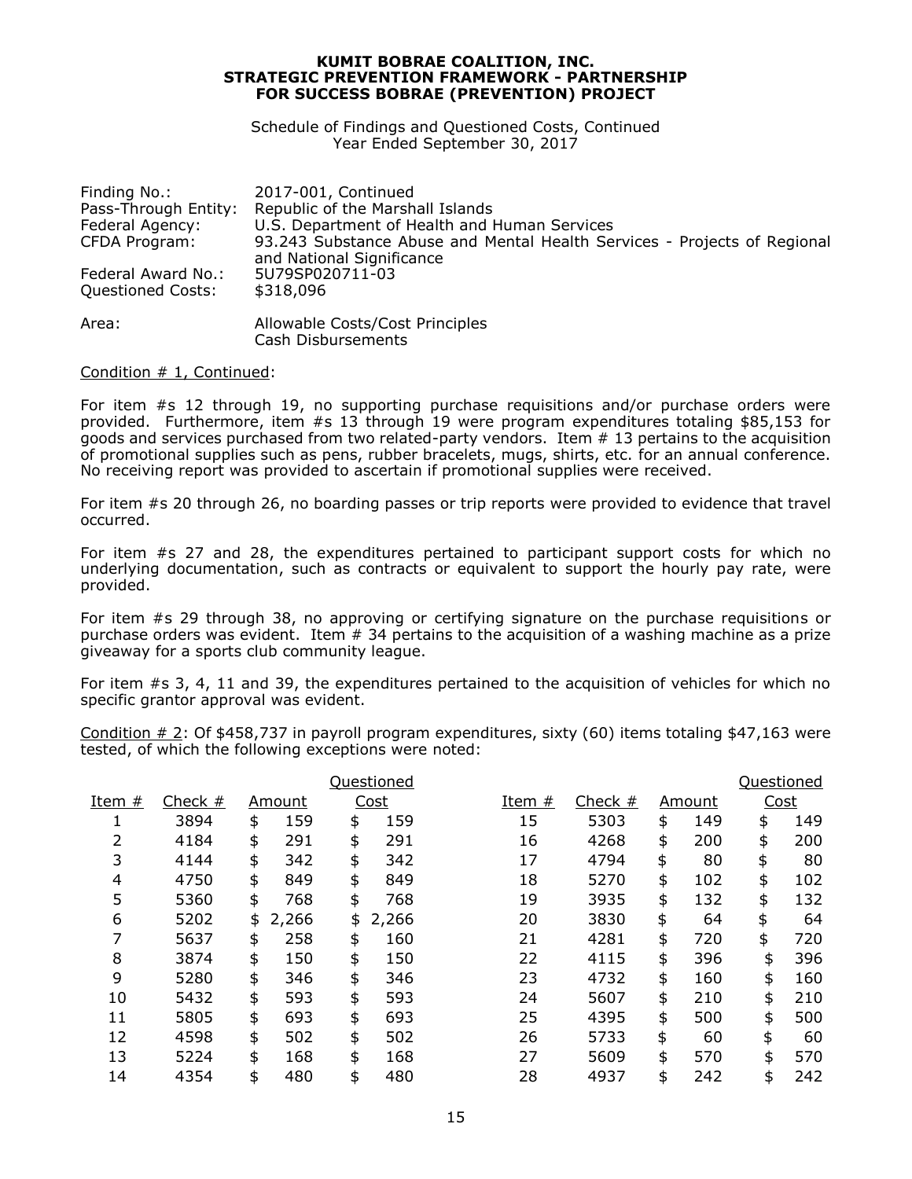**KUMIT BOBRAE COALITION, INC.**
**STRATEGIC PREVENTION FRAMEWORK - PARTNERSHIP FOR SUCCESS BOBRAE (PREVENTION) PROJECT**

Schedule of Findings and Questioned Costs, Continued
Year Ended September 30, 2017

| | |
|---|---|
| Finding No.: | 2017-001, Continued |
| Pass-Through Entity: | Republic of the Marshall Islands |
| Federal Agency: | U.S. Department of Health and Human Services |
| CFDA Program: | 93.243 Substance Abuse and Mental Health Services - Projects of Regional and National Significance |
| Federal Award No.: | 5U79SP020711-03 |
| Questioned Costs: | $318,096 |
| Area: | Allowable Costs/Cost Principles<br>Cash Disbursements |

Condition # 1, Continued:

For item #s 12 through 19, no supporting purchase requisitions and/or purchase orders were provided. Furthermore, item #s 13 through 19 were program expenditures totaling $85,153 for goods and services purchased from two related-party vendors. Item # 13 pertains to the acquisition of promotional supplies such as pens, rubber bracelets, mugs, shirts, etc. for an annual conference. No receiving report was provided to ascertain if promotional supplies were received.

For item #s 20 through 26, no boarding passes or trip reports were provided to evidence that travel occurred.

For item #s 27 and 28, the expenditures pertained to participant support costs for which no underlying documentation, such as contracts or equivalent to support the hourly pay rate, were provided.

For item #s 29 through 38, no approving or certifying signature on the purchase requisitions or purchase orders was evident. Item # 34 pertains to the acquisition of a washing machine as a prize giveaway for a sports club community league.

For item #s 3, 4, 11 and 39, the expenditures pertained to the acquisition of vehicles for which no specific grantor approval was evident.

Condition # 2: Of $458,737 in payroll program expenditures, sixty (60) items totaling $47,163 were tested, of which the following exceptions were noted:

| Item # | Check # | Amount | Questioned Cost | Item # | Check # | Amount | Questioned Cost |
|---|---|---|---|---|---|---|---|
| 1 | 3894 | $ 159 | $ 159 | 15 | 5303 | $ 149 | $ 149 |
| 2 | 4184 | $ 291 | $ 291 | 16 | 4268 | $ 200 | $ 200 |
| 3 | 4144 | $ 342 | $ 342 | 17 | 4794 | $ 80 | $ 80 |
| 4 | 4750 | $ 849 | $ 849 | 18 | 5270 | $ 102 | $ 102 |
| 5 | 5360 | $ 768 | $ 768 | 19 | 3935 | $ 132 | $ 132 |
| 6 | 5202 | $ 2,266 | $ 2,266 | 20 | 3830 | $ 64 | $ 64 |
| 7 | 5637 | $ 258 | $ 160 | 21 | 4281 | $ 720 | $ 720 |
| 8 | 3874 | $ 150 | $ 150 | 22 | 4115 | $ 396 | $ 396 |
| 9 | 5280 | $ 346 | $ 346 | 23 | 4732 | $ 160 | $ 160 |
| 10 | 5432 | $ 593 | $ 593 | 24 | 5607 | $ 210 | $ 210 |
| 11 | 5805 | $ 693 | $ 693 | 25 | 4395 | $ 500 | $ 500 |
| 12 | 4598 | $ 502 | $ 502 | 26 | 5733 | $ 60 | $ 60 |
| 13 | 5224 | $ 168 | $ 168 | 27 | 5609 | $ 570 | $ 570 |
| 14 | 4354 | $ 480 | $ 480 | 28 | 4937 | $ 242 | $ 242 |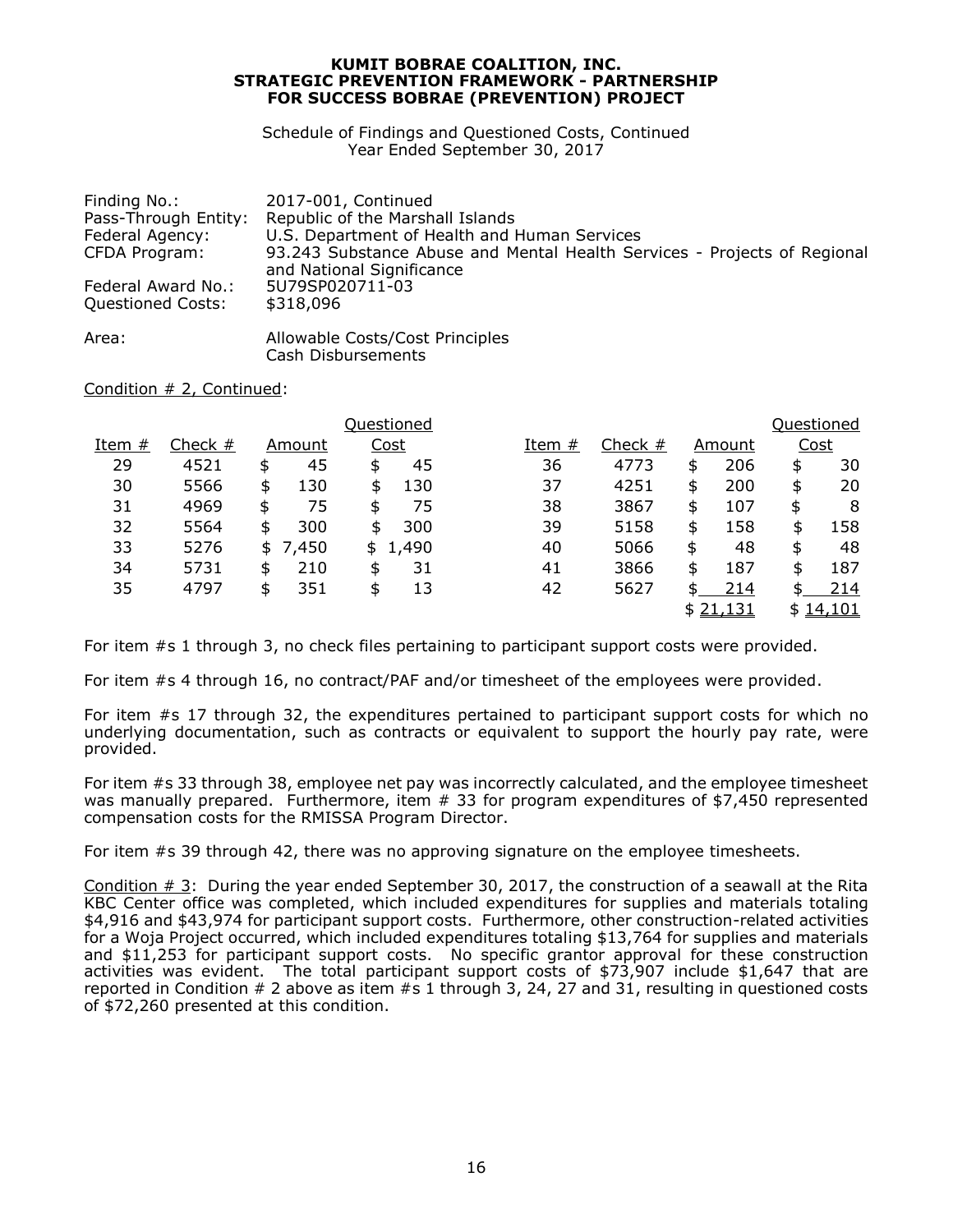**KUMIT BOBRAE COALITION, INC.**
**STRATEGIC PREVENTION FRAMEWORK - PARTNERSHIP FOR SUCCESS BOBRAE (PREVENTION) PROJECT**

Schedule of Findings and Questioned Costs, Continued
Year Ended September 30, 2017

Finding No.: 2017-001, Continued
Pass-Through Entity: Republic of the Marshall Islands
Federal Agency: U.S. Department of Health and Human Services
CFDA Program: 93.243 Substance Abuse and Mental Health Services - Projects of Regional and National Significance
Federal Award No.: 5U79SP020711-03
Questioned Costs: $318,096

Area: Allowable Costs/Cost Principles
Cash Disbursements

Condition # 2, Continued:

| Item # | Check # | Amount | Questioned Cost | Item # | Check # | Amount | Questioned Cost |
|---|---|---|---|---|---|---|---|
| 29 | 4521 | $ 45 | $ 45 | 36 | 4773 | $ 206 | $ 30 |
| 30 | 5566 | $ 130 | $ 130 | 37 | 4251 | $ 200 | $ 20 |
| 31 | 4969 | $ 75 | $ 75 | 38 | 3867 | $ 107 | $ 8 |
| 32 | 5564 | $ 300 | $ 300 | 39 | 5158 | $ 158 | $ 158 |
| 33 | 5276 | $ 7,450 | $ 1,490 | 40 | 5066 | $ 48 | $ 48 |
| 34 | 5731 | $ 210 | $ 31 | 41 | 3866 | $ 187 | $ 187 |
| 35 | 4797 | $ 351 | $ 13 | 42 | 5627 | $ 214 | $ 214 |
| | | | | | | $ 21,131 | $ 14,101 |

For item #s 1 through 3, no check files pertaining to participant support costs were provided.

For item #s 4 through 16, no contract/PAF and/or timesheet of the employees were provided.

For item #s 17 through 32, the expenditures pertained to participant support costs for which no underlying documentation, such as contracts or equivalent to support the hourly pay rate, were provided.

For item #s 33 through 38, employee net pay was incorrectly calculated, and the employee timesheet was manually prepared. Furthermore, item # 33 for program expenditures of $7,450 represented compensation costs for the RMISSA Program Director.

For item #s 39 through 42, there was no approving signature on the employee timesheets.

Condition # 3: During the year ended September 30, 2017, the construction of a seawall at the Rita KBC Center office was completed, which included expenditures for supplies and materials totaling $4,916 and $43,974 for participant support costs. Furthermore, other construction-related activities for a Woja Project occurred, which included expenditures totaling $13,764 for supplies and materials and $11,253 for participant support costs. No specific grantor approval for these construction activities was evident. The total participant support costs of $73,907 include $1,647 that are reported in Condition # 2 above as item #s 1 through 3, 24, 27 and 31, resulting in questioned costs of $72,260 presented at this condition.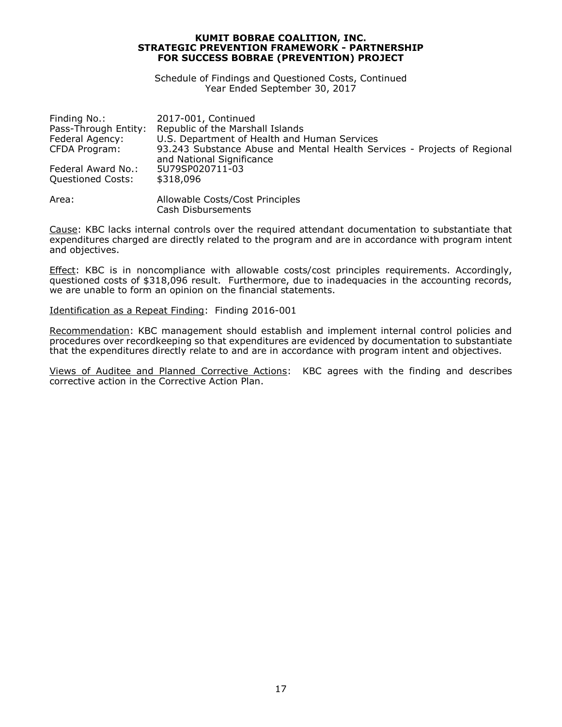**KUMIT BOBRAE COALITION, INC.**
**STRATEGIC PREVENTION FRAMEWORK - PARTNERSHIP FOR SUCCESS BOBRAE (PREVENTION) PROJECT**

Schedule of Findings and Questioned Costs, Continued
Year Ended September 30, 2017

| | |
|---|---|
| Finding No.: | 2017-001, Continued |
| Pass-Through Entity: | Republic of the Marshall Islands |
| Federal Agency: | U.S. Department of Health and Human Services |
| CFDA Program: | 93.243 Substance Abuse and Mental Health Services - Projects of Regional and National Significance |
| Federal Award No.: | 5U79SP020711-03 |
| Questioned Costs: | $318,096 |
| Area: | Allowable Costs/Cost Principles<br>Cash Disbursements |

Cause: KBC lacks internal controls over the required attendant documentation to substantiate that expenditures charged are directly related to the program and are in accordance with program intent and objectives.

Effect: KBC is in noncompliance with allowable costs/cost principles requirements. Accordingly, questioned costs of $318,096 result. Furthermore, due to inadequacies in the accounting records, we are unable to form an opinion on the financial statements.

Identification as a Repeat Finding: Finding 2016-001

Recommendation: KBC management should establish and implement internal control policies and procedures over recordkeeping so that expenditures are evidenced by documentation to substantiate that the expenditures directly relate to and are in accordance with program intent and objectives.

Views of Auditee and Planned Corrective Actions: KBC agrees with the finding and describes corrective action in the Corrective Action Plan.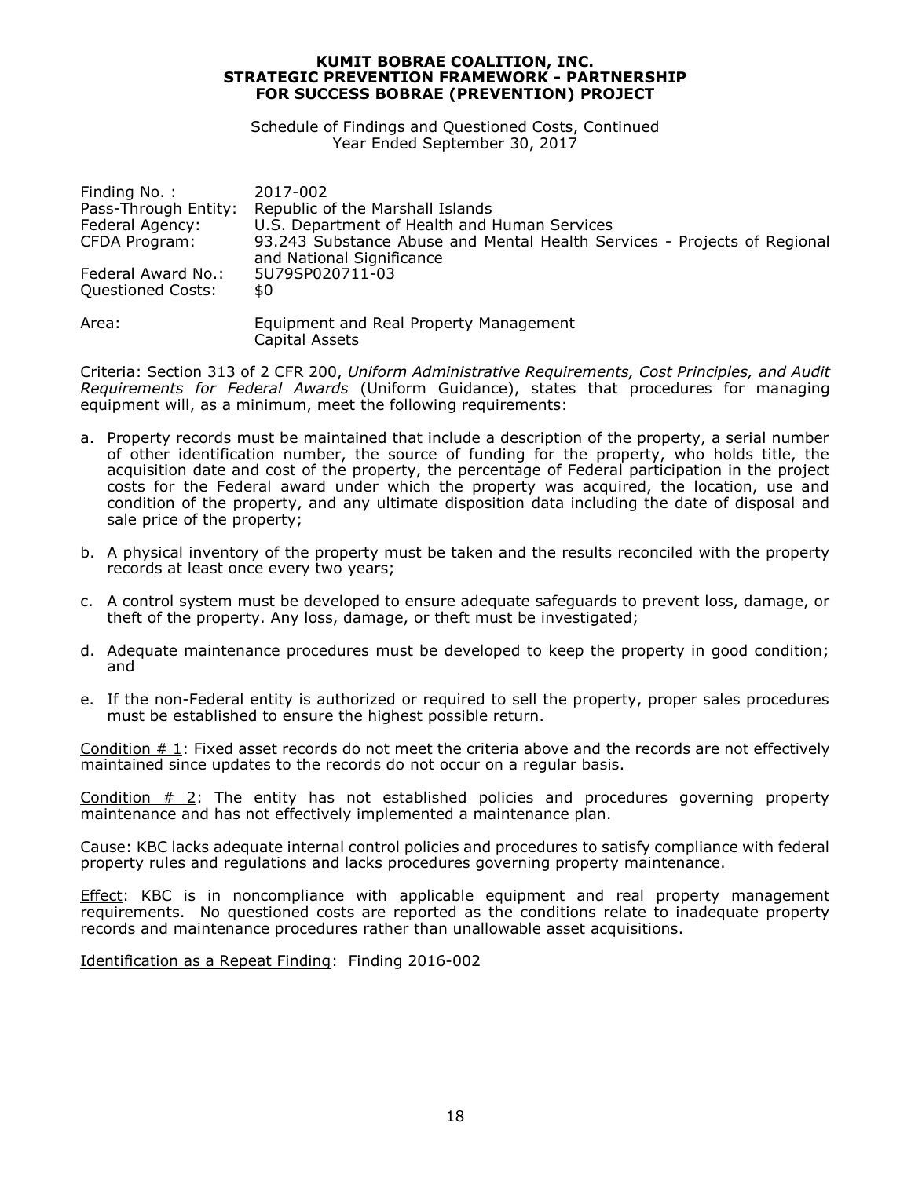**KUMIT BOBRAE COALITION, INC.**
**STRATEGIC PREVENTION FRAMEWORK - PARTNERSHIP FOR SUCCESS BOBRAE (PREVENTION) PROJECT**

Schedule of Findings and Questioned Costs, Continued
Year Ended September 30, 2017

| | |
|---|---|
| Finding No. : | 2017-002 |
| Pass-Through Entity: | Republic of the Marshall Islands |
| Federal Agency: | U.S. Department of Health and Human Services |
| CFDA Program: | 93.243 Substance Abuse and Mental Health Services - Projects of Regional and National Significance |
| Federal Award No.: | 5U79SP020711-03 |
| Questioned Costs: | $0 |
| Area: | Equipment and Real Property Management<br>Capital Assets |

Criteria: Section 313 of 2 CFR 200, *Uniform Administrative Requirements, Cost Principles, and Audit Requirements for Federal Awards* (Uniform Guidance), states that procedures for managing equipment will, as a minimum, meet the following requirements:

a. Property records must be maintained that include a description of the property, a serial number of other identification number, the source of funding for the property, who holds title, the acquisition date and cost of the property, the percentage of Federal participation in the project costs for the Federal award under which the property was acquired, the location, use and condition of the property, and any ultimate disposition data including the date of disposal and sale price of the property;

b. A physical inventory of the property must be taken and the results reconciled with the property records at least once every two years;

c. A control system must be developed to ensure adequate safeguards to prevent loss, damage, or theft of the property. Any loss, damage, or theft must be investigated;

d. Adequate maintenance procedures must be developed to keep the property in good condition; and

e. If the non-Federal entity is authorized or required to sell the property, proper sales procedures must be established to ensure the highest possible return.

Condition # 1: Fixed asset records do not meet the criteria above and the records are not effectively maintained since updates to the records do not occur on a regular basis.

Condition # 2: The entity has not established policies and procedures governing property maintenance and has not effectively implemented a maintenance plan.

Cause: KBC lacks adequate internal control policies and procedures to satisfy compliance with federal property rules and regulations and lacks procedures governing property maintenance.

Effect: KBC is in noncompliance with applicable equipment and real property management requirements. No questioned costs are reported as the conditions relate to inadequate property records and maintenance procedures rather than unallowable asset acquisitions.

Identification as a Repeat Finding: Finding 2016-002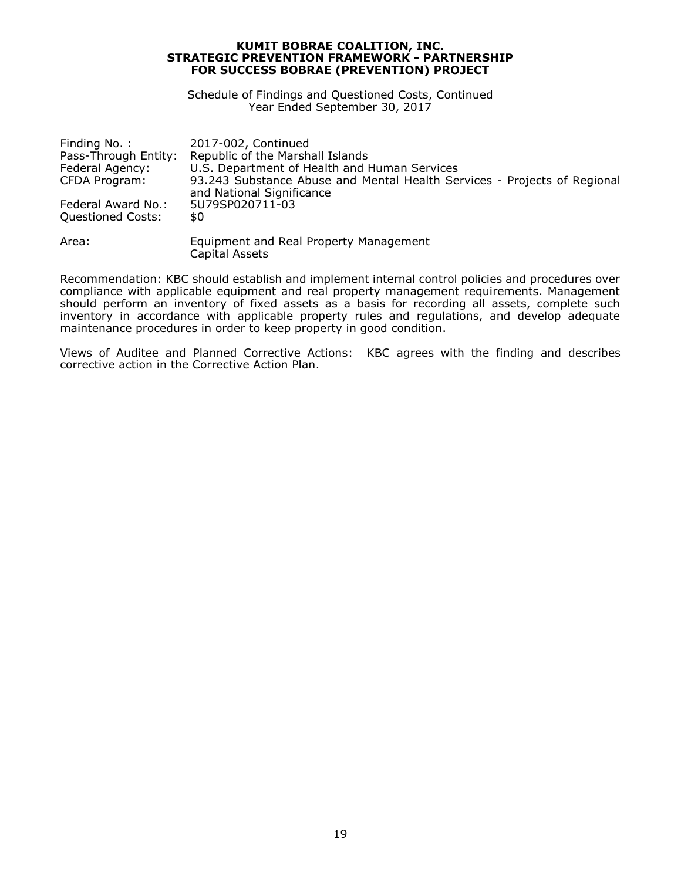**KUMIT BOBRAE COALITION, INC.**
**STRATEGIC PREVENTION FRAMEWORK - PARTNERSHIP FOR SUCCESS BOBRAE (PREVENTION) PROJECT**

Schedule of Findings and Questioned Costs, Continued
Year Ended September 30, 2017

Finding No. : 2017-002, Continued
Pass-Through Entity: Republic of the Marshall Islands
Federal Agency: U.S. Department of Health and Human Services
CFDA Program: 93.243 Substance Abuse and Mental Health Services - Projects of Regional and National Significance
Federal Award No.: 5U79SP020711-03
Questioned Costs: $0

Area: Equipment and Real Property Management
Capital Assets

Recommendation: KBC should establish and implement internal control policies and procedures over compliance with applicable equipment and real property management requirements. Management should perform an inventory of fixed assets as a basis for recording all assets, complete such inventory in accordance with applicable property rules and regulations, and develop adequate maintenance procedures in order to keep property in good condition.

Views of Auditee and Planned Corrective Actions: KBC agrees with the finding and describes corrective action in the Corrective Action Plan.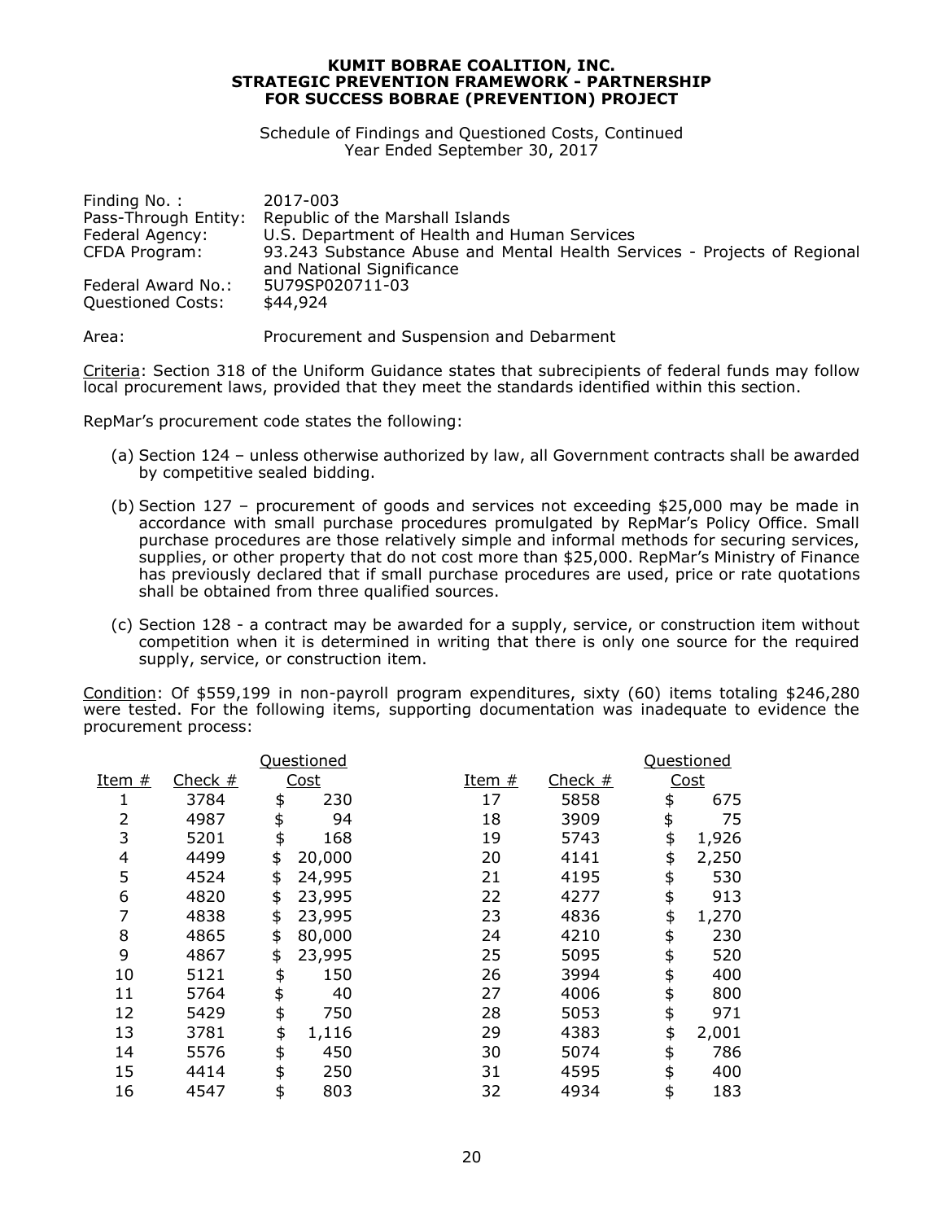**KUMIT BOBRAE COALITION, INC.**
**STRATEGIC PREVENTION FRAMEWORK - PARTNERSHIP FOR SUCCESS BOBRAE (PREVENTION) PROJECT**

Schedule of Findings and Questioned Costs, Continued
Year Ended September 30, 2017

| | |
|---|---|
| Finding No. : | 2017-003 |
| Pass-Through Entity: | Republic of the Marshall Islands |
| Federal Agency: | U.S. Department of Health and Human Services |
| CFDA Program: | 93.243 Substance Abuse and Mental Health Services - Projects of Regional and National Significance |
| Federal Award No.: | 5U79SP020711-03 |
| Questioned Costs: | $44,924 |

Area: Procurement and Suspension and Debarment

Criteria: Section 318 of the Uniform Guidance states that subrecipients of federal funds may follow local procurement laws, provided that they meet the standards identified within this section.

RepMar's procurement code states the following:

(a) Section 124 – unless otherwise authorized by law, all Government contracts shall be awarded by competitive sealed bidding.

(b) Section 127 – procurement of goods and services not exceeding $25,000 may be made in accordance with small purchase procedures promulgated by RepMar's Policy Office. Small purchase procedures are those relatively simple and informal methods for securing services, supplies, or other property that do not cost more than $25,000. RepMar's Ministry of Finance has previously declared that if small purchase procedures are used, price or rate quotations shall be obtained from three qualified sources.

(c) Section 128 - a contract may be awarded for a supply, service, or construction item without competition when it is determined in writing that there is only one source for the required supply, service, or construction item.

Condition: Of $559,199 in non-payroll program expenditures, sixty (60) items totaling $246,280 were tested. For the following items, supporting documentation was inadequate to evidence the procurement process:

| Item # | Check # | Questioned Cost | Item # | Check # | Questioned Cost |
|---|---|---|---|---|---|
| 1 | 3784 | $ 230 | 17 | 5858 | $ 675 |
| 2 | 4987 | $ 94 | 18 | 3909 | $ 75 |
| 3 | 5201 | $ 168 | 19 | 5743 | $ 1,926 |
| 4 | 4499 | $ 20,000 | 20 | 4141 | $ 2,250 |
| 5 | 4524 | $ 24,995 | 21 | 4195 | $ 530 |
| 6 | 4820 | $ 23,995 | 22 | 4277 | $ 913 |
| 7 | 4838 | $ 23,995 | 23 | 4836 | $ 1,270 |
| 8 | 4865 | $ 80,000 | 24 | 4210 | $ 230 |
| 9 | 4867 | $ 23,995 | 25 | 5095 | $ 520 |
| 10 | 5121 | $ 150 | 26 | 3994 | $ 400 |
| 11 | 5764 | $ 40 | 27 | 4006 | $ 800 |
| 12 | 5429 | $ 750 | 28 | 5053 | $ 971 |
| 13 | 3781 | $ 1,116 | 29 | 4383 | $ 2,001 |
| 14 | 5576 | $ 450 | 30 | 5074 | $ 786 |
| 15 | 4414 | $ 250 | 31 | 4595 | $ 400 |
| 16 | 4547 | $ 803 | 32 | 4934 | $ 183 |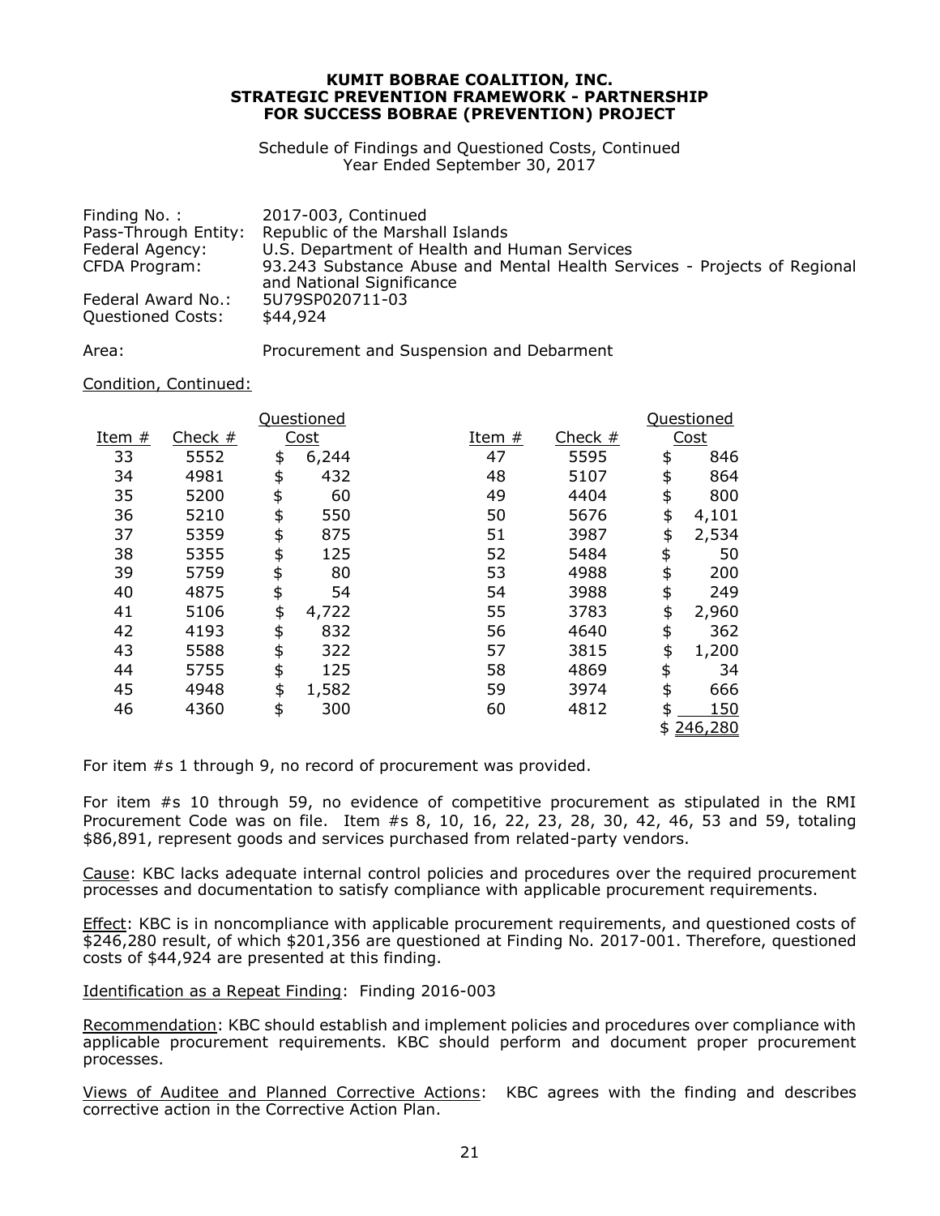**KUMIT BOBRAE COALITION, INC.**
**STRATEGIC PREVENTION FRAMEWORK - PARTNERSHIP FOR SUCCESS BOBRAE (PREVENTION) PROJECT**

Schedule of Findings and Questioned Costs, Continued
Year Ended September 30, 2017

| | |
|---|---|
| Finding No. : | 2017-003, Continued |
| Pass-Through Entity: | Republic of the Marshall Islands |
| Federal Agency: | U.S. Department of Health and Human Services |
| CFDA Program: | 93.243 Substance Abuse and Mental Health Services - Projects of Regional and National Significance |
| Federal Award No.: | 5U79SP020711-03 |
| Questioned Costs: | $44,924 |

Area: Procurement and Suspension and Debarment

Condition, Continued:

| Item # | Check # | Questioned Cost | Item # | Check # | Questioned Cost |
|---|---|---|---|---|---|
| 33 | 5552 | $ 6,244 | 47 | 5595 | $ 846 |
| 34 | 4981 | $ 432 | 48 | 5107 | $ 864 |
| 35 | 5200 | $ 60 | 49 | 4404 | $ 800 |
| 36 | 5210 | $ 550 | 50 | 5676 | $ 4,101 |
| 37 | 5359 | $ 875 | 51 | 3987 | $ 2,534 |
| 38 | 5355 | $ 125 | 52 | 5484 | $ 50 |
| 39 | 5759 | $ 80 | 53 | 4988 | $ 200 |
| 40 | 4875 | $ 54 | 54 | 3988 | $ 249 |
| 41 | 5106 | $ 4,722 | 55 | 3783 | $ 2,960 |
| 42 | 4193 | $ 832 | 56 | 4640 | $ 362 |
| 43 | 5588 | $ 322 | 57 | 3815 | $ 1,200 |
| 44 | 5755 | $ 125 | 58 | 4869 | $ 34 |
| 45 | 4948 | $ 1,582 | 59 | 3974 | $ 666 |
| 46 | 4360 | $ 300 | 60 | 4812 | $ 150 |
| | | | | | $ 246,280 |

For item #s 1 through 9, no record of procurement was provided.

For item #s 10 through 59, no evidence of competitive procurement as stipulated in the RMI Procurement Code was on file. Item #s 8, 10, 16, 22, 23, 28, 30, 42, 46, 53 and 59, totaling $86,891, represent goods and services purchased from related-party vendors.

Cause: KBC lacks adequate internal control policies and procedures over the required procurement processes and documentation to satisfy compliance with applicable procurement requirements.

Effect: KBC is in noncompliance with applicable procurement requirements, and questioned costs of $246,280 result, of which $201,356 are questioned at Finding No. 2017-001. Therefore, questioned costs of $44,924 are presented at this finding.

Identification as a Repeat Finding: Finding 2016-003

Recommendation: KBC should establish and implement policies and procedures over compliance with applicable procurement requirements. KBC should perform and document proper procurement processes.

Views of Auditee and Planned Corrective Actions: KBC agrees with the finding and describes corrective action in the Corrective Action Plan.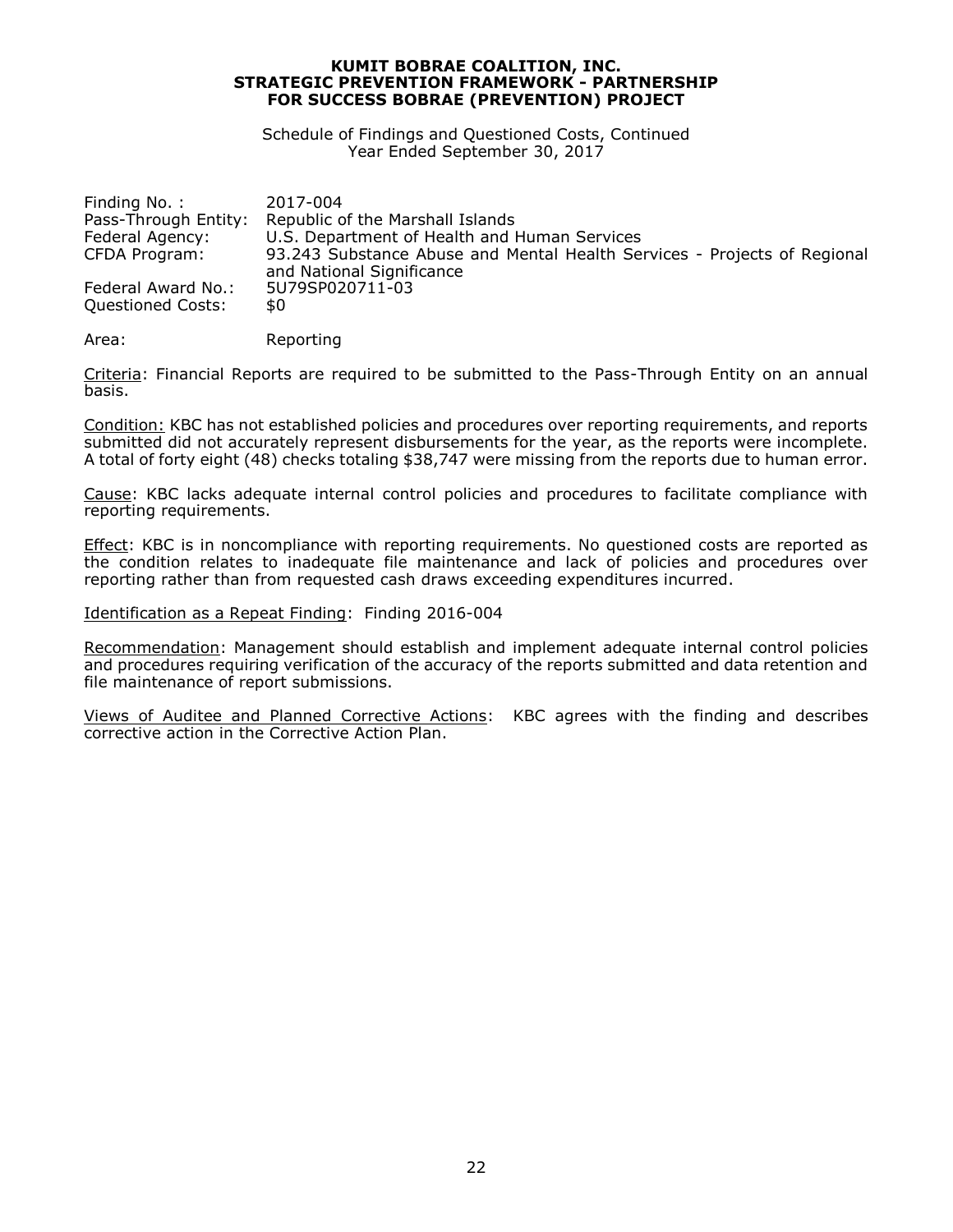**KUMIT BOBRAE COALITION, INC.**
**STRATEGIC PREVENTION FRAMEWORK - PARTNERSHIP FOR SUCCESS BOBRAE (PREVENTION) PROJECT**

Schedule of Findings and Questioned Costs, Continued
Year Ended September 30, 2017

| | |
|---|---|
| Finding No. : | 2017-004 |
| Pass-Through Entity: | Republic of the Marshall Islands |
| Federal Agency: | U.S. Department of Health and Human Services |
| CFDA Program: | 93.243 Substance Abuse and Mental Health Services - Projects of Regional and National Significance |
| Federal Award No.: | 5U79SP020711-03 |
| Questioned Costs: | $0 |

Area: Reporting

Criteria: Financial Reports are required to be submitted to the Pass-Through Entity on an annual basis.

Condition: KBC has not established policies and procedures over reporting requirements, and reports submitted did not accurately represent disbursements for the year, as the reports were incomplete. A total of forty eight (48) checks totaling $38,747 were missing from the reports due to human error.

Cause: KBC lacks adequate internal control policies and procedures to facilitate compliance with reporting requirements.

Effect: KBC is in noncompliance with reporting requirements. No questioned costs are reported as the condition relates to inadequate file maintenance and lack of policies and procedures over reporting rather than from requested cash draws exceeding expenditures incurred.

Identification as a Repeat Finding: Finding 2016-004

Recommendation: Management should establish and implement adequate internal control policies and procedures requiring verification of the accuracy of the reports submitted and data retention and file maintenance of report submissions.

Views of Auditee and Planned Corrective Actions: KBC agrees with the finding and describes corrective action in the Corrective Action Plan.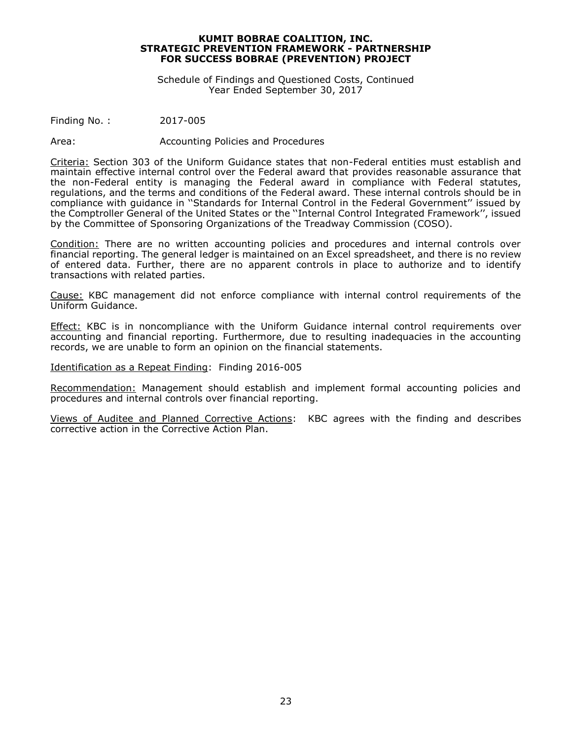**KUMIT BOBRAE COALITION, INC.**
**STRATEGIC PREVENTION FRAMEWORK - PARTNERSHIP FOR SUCCESS BOBRAE (PREVENTION) PROJECT**

Schedule of Findings and Questioned Costs, Continued
Year Ended September 30, 2017

Finding No. : 2017-005

Area: Accounting Policies and Procedures

Criteria: Section 303 of the Uniform Guidance states that non-Federal entities must establish and maintain effective internal control over the Federal award that provides reasonable assurance that the non-Federal entity is managing the Federal award in compliance with Federal statutes, regulations, and the terms and conditions of the Federal award. These internal controls should be in compliance with guidance in ''Standards for Internal Control in the Federal Government'' issued by the Comptroller General of the United States or the ''Internal Control Integrated Framework'', issued by the Committee of Sponsoring Organizations of the Treadway Commission (COSO).

Condition: There are no written accounting policies and procedures and internal controls over financial reporting. The general ledger is maintained on an Excel spreadsheet, and there is no review of entered data. Further, there are no apparent controls in place to authorize and to identify transactions with related parties.

Cause: KBC management did not enforce compliance with internal control requirements of the Uniform Guidance.

Effect: KBC is in noncompliance with the Uniform Guidance internal control requirements over accounting and financial reporting. Furthermore, due to resulting inadequacies in the accounting records, we are unable to form an opinion on the financial statements.

Identification as a Repeat Finding: Finding 2016-005

Recommendation: Management should establish and implement formal accounting policies and procedures and internal controls over financial reporting.

Views of Auditee and Planned Corrective Actions: KBC agrees with the finding and describes corrective action in the Corrective Action Plan.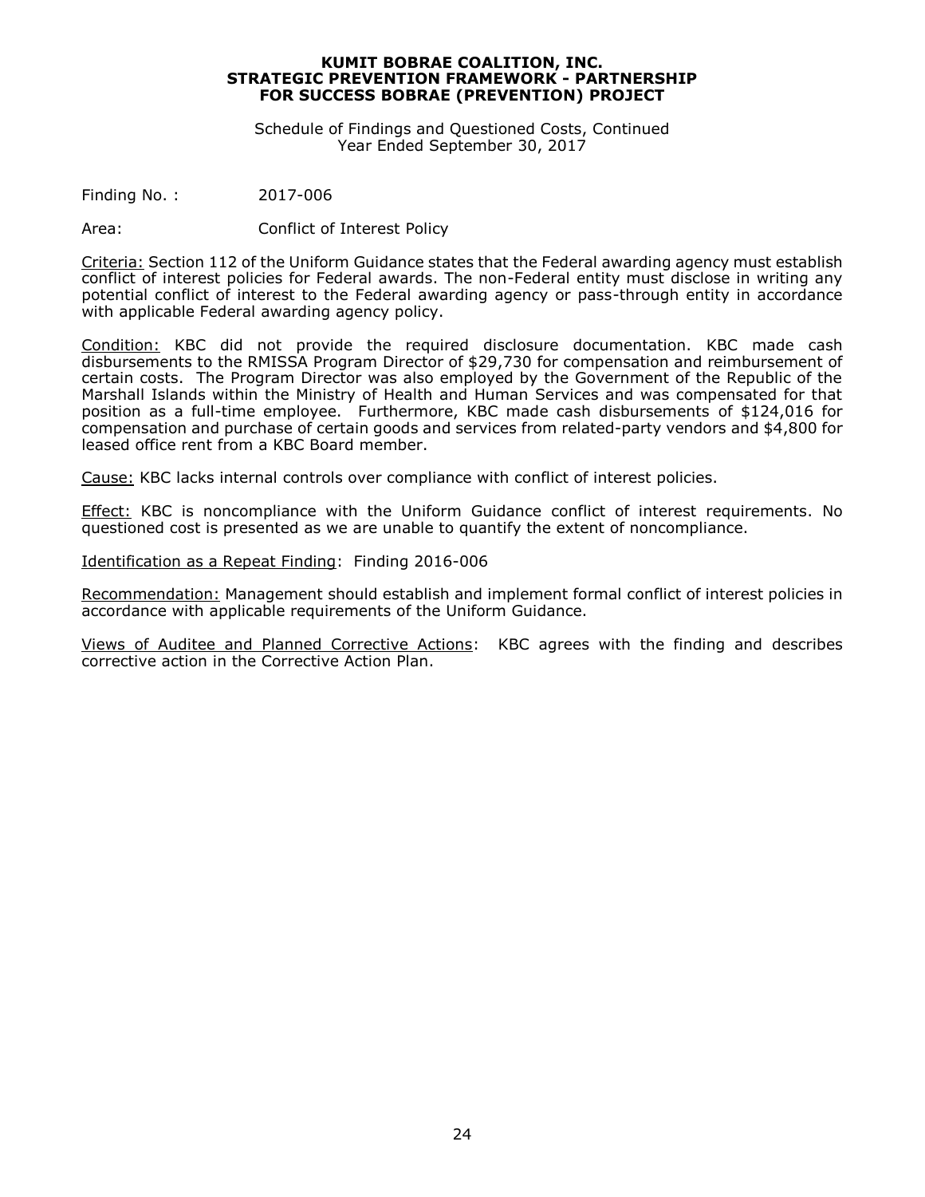**KUMIT BOBRAE COALITION, INC.**
**STRATEGIC PREVENTION FRAMEWORK - PARTNERSHIP FOR SUCCESS BOBRAE (PREVENTION) PROJECT**

Schedule of Findings and Questioned Costs, Continued
Year Ended September 30, 2017

Finding No. : 2017-006

Area: Conflict of Interest Policy

Criteria: Section 112 of the Uniform Guidance states that the Federal awarding agency must establish conflict of interest policies for Federal awards. The non-Federal entity must disclose in writing any potential conflict of interest to the Federal awarding agency or pass-through entity in accordance with applicable Federal awarding agency policy.

Condition: KBC did not provide the required disclosure documentation. KBC made cash disbursements to the RMISSA Program Director of $29,730 for compensation and reimbursement of certain costs. The Program Director was also employed by the Government of the Republic of the Marshall Islands within the Ministry of Health and Human Services and was compensated for that position as a full-time employee. Furthermore, KBC made cash disbursements of $124,016 for compensation and purchase of certain goods and services from related-party vendors and $4,800 for leased office rent from a KBC Board member.

Cause: KBC lacks internal controls over compliance with conflict of interest policies.

Effect: KBC is noncompliance with the Uniform Guidance conflict of interest requirements. No questioned cost is presented as we are unable to quantify the extent of noncompliance.

Identification as a Repeat Finding: Finding 2016-006

Recommendation: Management should establish and implement formal conflict of interest policies in accordance with applicable requirements of the Uniform Guidance.

Views of Auditee and Planned Corrective Actions: KBC agrees with the finding and describes corrective action in the Corrective Action Plan.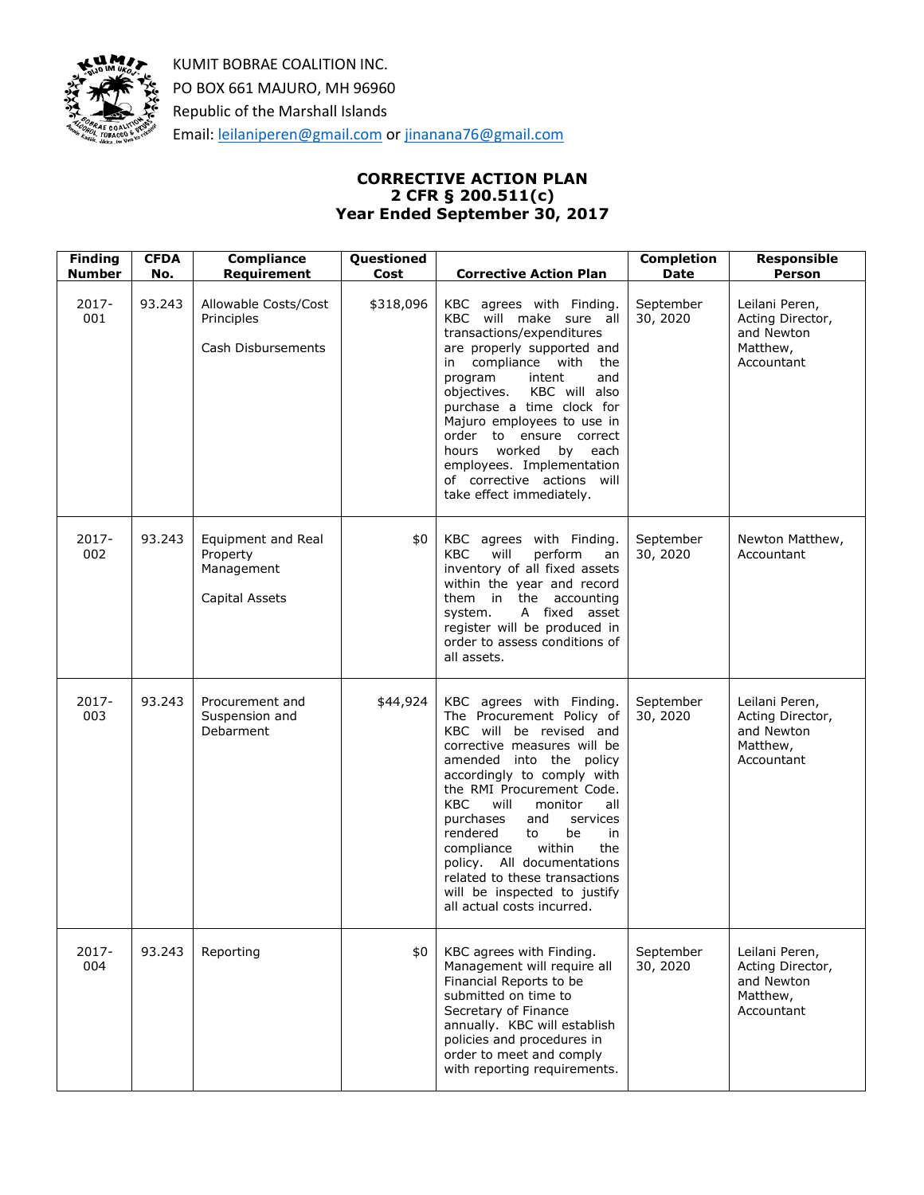KUMIT BOBRAE COALITION INC.
PO BOX 661 MAJURO, MH 96960
Republic of the Marshall Islands
Email: leilaniperen@gmail.com or jinanana76@gmail.com

**CORRECTIVE ACTION PLAN**
**2 CFR § 200.511(c)**
**Year Ended September 30, 2017**

| Finding Number | CFDA No. | Compliance Requirement | Questioned Cost | Corrective Action Plan | Completion Date | Responsible Person |
|---|---|---|---|---|---|---|
| 2017-001 | 93.243 | Allowable Costs/Cost Principles<br><br>Cash Disbursements | $318,096 | KBC agrees with Finding. KBC will make sure all transactions/expenditures are properly supported and in compliance with the program intent and objectives. KBC will also purchase a time clock for Majuro employees to use in order to ensure correct hours worked by each employees. Implementation of corrective actions will take effect immediately. | September 30, 2020 | Leilani Peren, Acting Director, and Newton Matthew, Accountant |
| 2017-002 | 93.243 | Equipment and Real Property Management<br><br>Capital Assets | $0 | KBC agrees with Finding. KBC will perform an inventory of all fixed assets within the year and record them in the accounting system. A fixed asset register will be produced in order to assess conditions of all assets. | September 30, 2020 | Newton Matthew, Accountant |
| 2017-003 | 93.243 | Procurement and Suspension and Debarment | $44,924 | KBC agrees with Finding. The Procurement Policy of KBC will be revised and corrective measures will be amended into the policy accordingly to comply with the RMI Procurement Code. KBC will monitor all purchases and services rendered to be in compliance within the policy. All documentations related to these transactions will be inspected to justify all actual costs incurred. | September 30, 2020 | Leilani Peren, Acting Director, and Newton Matthew, Accountant |
| 2017-004 | 93.243 | Reporting | $0 | KBC agrees with Finding. Management will require all Financial Reports to be submitted on time to Secretary of Finance annually. KBC will establish policies and procedures in order to meet and comply with reporting requirements. | September 30, 2020 | Leilani Peren, Acting Director, and Newton Matthew, Accountant |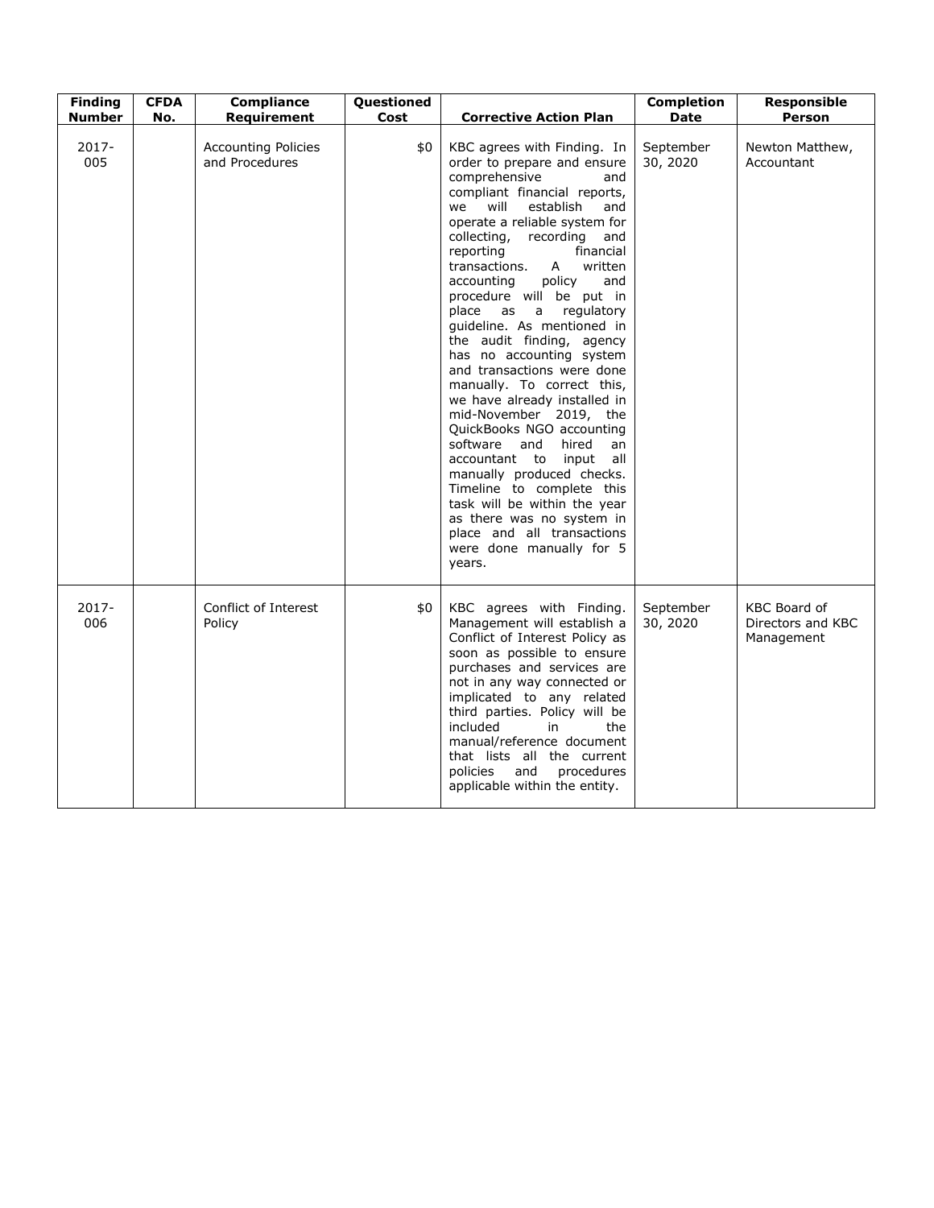| Finding Number | CFDA No. | Compliance Requirement | Questioned Cost | Corrective Action Plan | Completion Date | Responsible Person |
|---|---|---|---|---|---|---|
| 2017-005 | | Accounting Policies and Procedures | $0 | KBC agrees with Finding. In order to prepare and ensure comprehensive and compliant financial reports, we will establish and operate a reliable system for collecting, recording and reporting financial transactions. A written accounting policy and procedure will be put in place as a regulatory guideline. As mentioned in the audit finding, agency has no accounting system and transactions were done manually. To correct this, we have already installed in mid-November 2019, the QuickBooks NGO accounting software and hired an accountant to input all manually produced checks. Timeline to complete this task will be within the year as there was no system in place and all transactions were done manually for 5 years. | September 30, 2020 | Newton Matthew, Accountant |
| 2017-006 | | Conflict of Interest Policy | $0 | KBC agrees with Finding. Management will establish a Conflict of Interest Policy as soon as possible to ensure purchases and services are not in any way connected or implicated to any related third parties. Policy will be included in the manual/reference document that lists all the current policies and procedures applicable within the entity. | September 30, 2020 | KBC Board of Directors and KBC Management |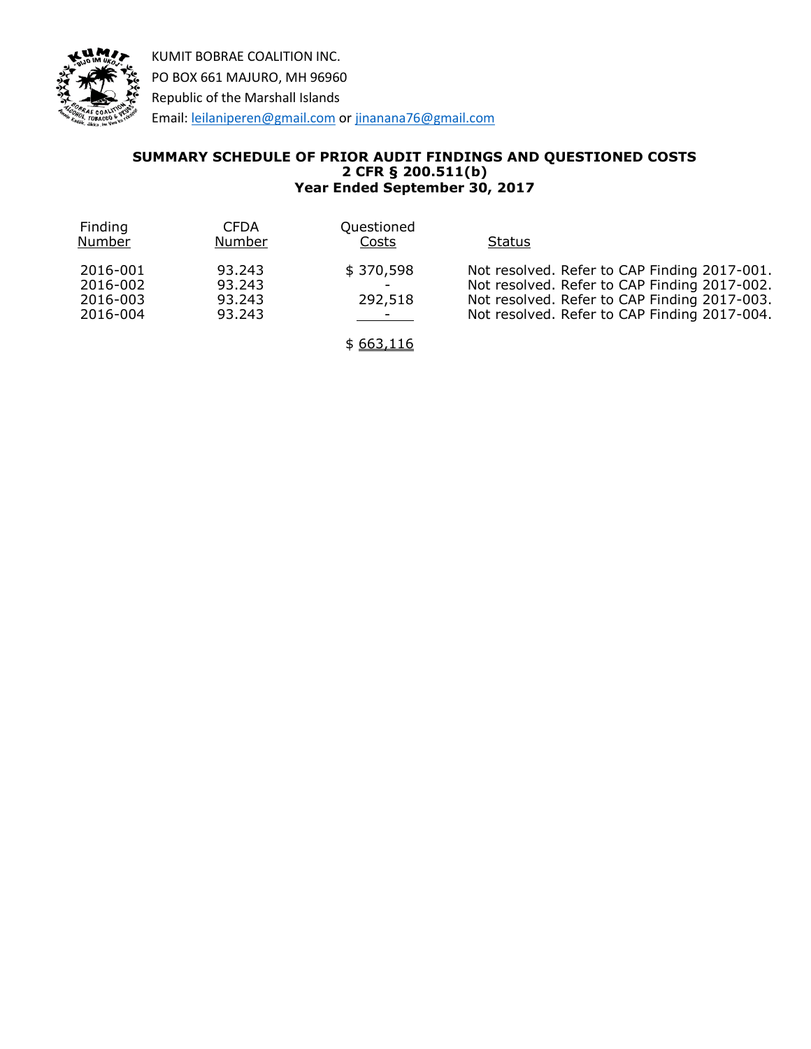KUMIT BOBRAE COALITION INC.
PO BOX 661 MAJURO, MH 96960
Republic of the Marshall Islands
Email: leilaniperen@gmail.com or jinanana76@gmail.com

**SUMMARY SCHEDULE OF PRIOR AUDIT FINDINGS AND QUESTIONED COSTS**
**2 CFR § 200.511(b)**
**Year Ended September 30, 2017**

| Finding Number | CFDA Number | Questioned Costs | Status |
|---|---|---|---|
| 2016-001 | 93.243 | $ 370,598 | Not resolved. Refer to CAP Finding 2017-001. |
| 2016-002 | 93.243 | - | Not resolved. Refer to CAP Finding 2017-002. |
| 2016-003 | 93.243 | 292,518 | Not resolved. Refer to CAP Finding 2017-003. |
| 2016-004 | 93.243 | - | Not resolved. Refer to CAP Finding 2017-004. |
| | | $ 663,116 | |